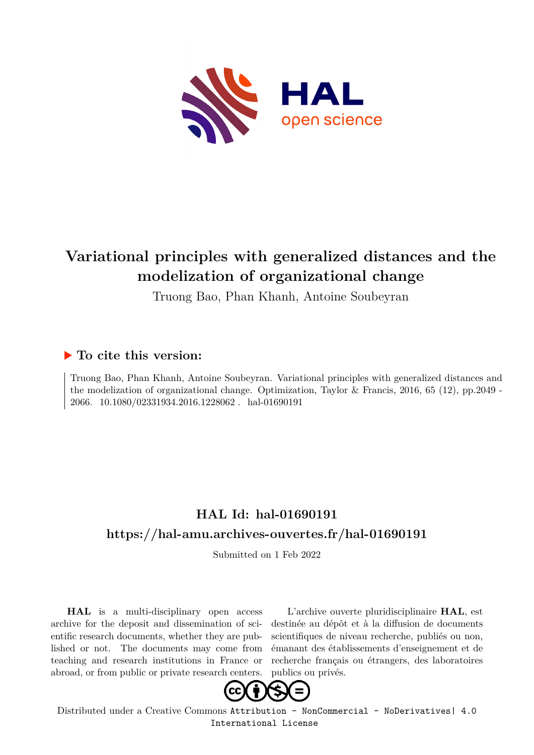# Variational principles with generalized distances and the modelization of organizational change

Truong Bao, Phan Khanh, Antoine Soubeyran

## ▶ To cite this version:

Truong Bao, Phan Khanh, Antoine Soubeyran. Variational principles with generalized distances and the modelization of organizational change. Optimization, Taylor & Francis, 2016, 65 (12), pp.2049 - 2066. 10.1080/02331934.2016.1228062 . hal-01690191

## HAL Id: hal-01690191

## https://hal-amu.archives-ouvertes.fr/hal-01690191

Submitted on 1 Feb 2022

**HAL** is a multi-disciplinary open access archive for the deposit and dissemination of scientific research documents, whether they are published or not. The documents may come from teaching and research institutions in France or abroad, or from public or private research centers.

L'archive ouverte pluridisciplinaire **HAL**, est destinée au dépôt et à la diffusion de documents scientifiques de niveau recherche, publiés ou non, émanant des établissements d'enseignement et de recherche français ou étrangers, des laboratoires publics ou privés.

Distributed under a Creative Commons Attribution - NonCommercial - NoDerivatives| 4.0 International License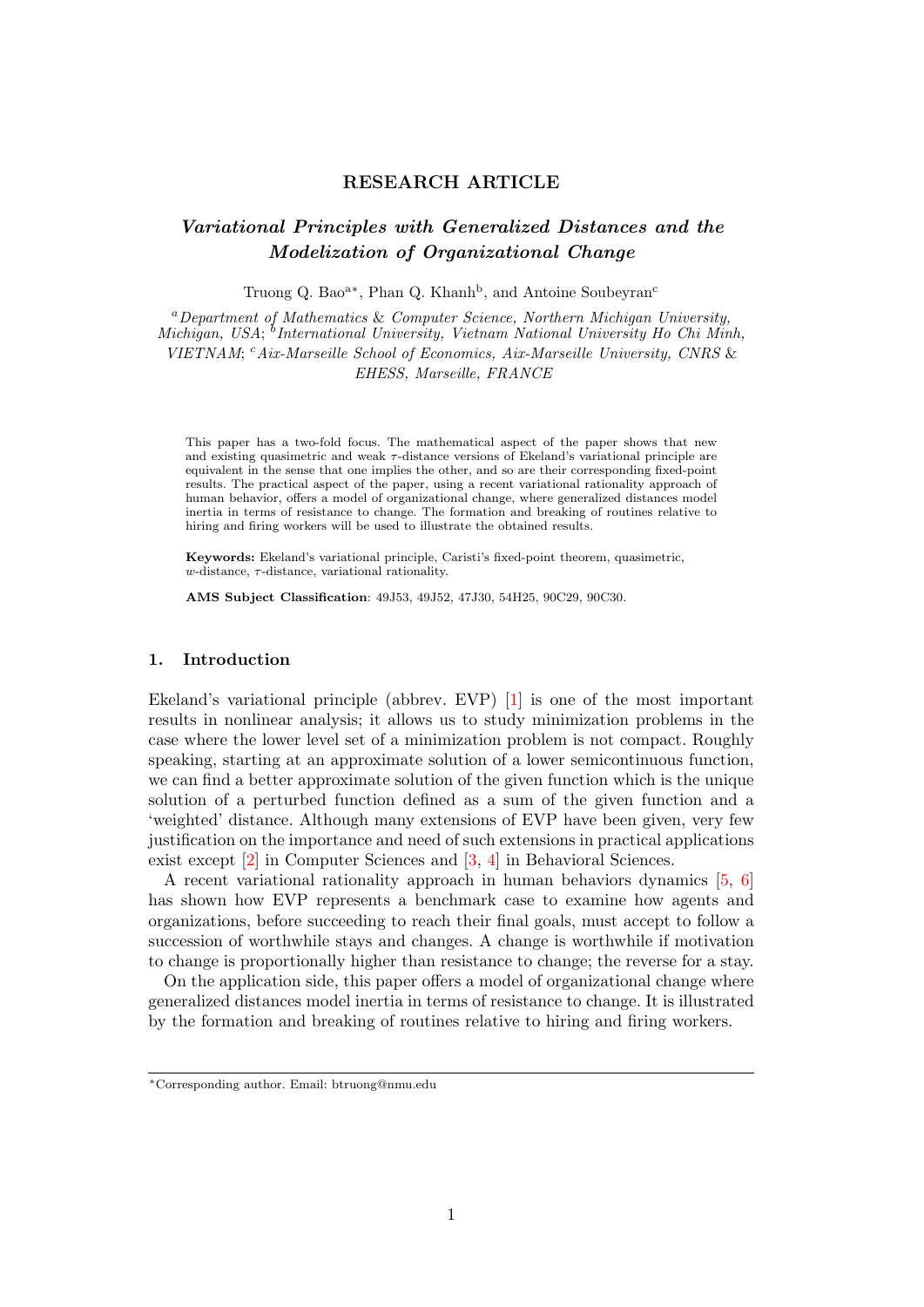**RESEARCH ARTICLE**

# *Variational Principles with Generalized Distances and the Modelization of Organizational Change*

Truong Q. Bao[a∗], Phan Q. Khanh[b], and Antoine Soubeyran[c]

[a] *Department of Mathematics & Computer Science, Northern Michigan University, Michigan, USA*; [b] *International University, Vietnam National University Ho Chi Minh, VIETNAM*; [c] *Aix-Marseille School of Economics, Aix-Marseille University, CNRS & EHESS, Marseille, FRANCE*

This paper has a two-fold focus. The mathematical aspect of the paper shows that new and existing quasimetric and weak $\tau$-distance versions of Ekeland's variational principle are equivalent in the sense that one implies the other, and so are their corresponding fixed-point results. The practical aspect of the paper, using a recent variational rationality approach of human behavior, offers a model of organizational change, where generalized distances model inertia in terms of resistance to change. The formation and breaking of routines relative to hiring and firing workers will be used to illustrate the obtained results.

**Keywords:** Ekeland's variational principle, Caristi's fixed-point theorem, quasimetric, $w$-distance, $\tau$-distance, variational rationality.

**AMS Subject Classification**: 49J53, 49J52, 47J30, 54H25, 90C29, 90C30.

## 1. Introduction

Ekeland's variational principle (abbrev. EVP) [1] is one of the most important results in nonlinear analysis; it allows us to study minimization problems in the case where the lower level set of a minimization problem is not compact. Roughly speaking, starting at an approximate solution of a lower semicontinuous function, we can find a better approximate solution of the given function which is the unique solution of a perturbed function defined as a sum of the given function and a 'weighted' distance. Although many extensions of EVP have been given, very few justification on the importance and need of such extensions in practical applications exist except [2] in Computer Sciences and [3, 4] in Behavioral Sciences.

A recent variational rationality approach in human behaviors dynamics [5, 6] has shown how EVP represents a benchmark case to examine how agents and organizations, before succeeding to reach their final goals, must accept to follow a succession of worthwhile stays and changes. A change is worthwhile if motivation to change is proportionally higher than resistance to change; the reverse for a stay.

On the application side, this paper offers a model of organizational change where generalized distances model inertia in terms of resistance to change. It is illustrated by the formation and breaking of routines relative to hiring and firing workers.

∗Corresponding author. Email: btruong@nmu.edu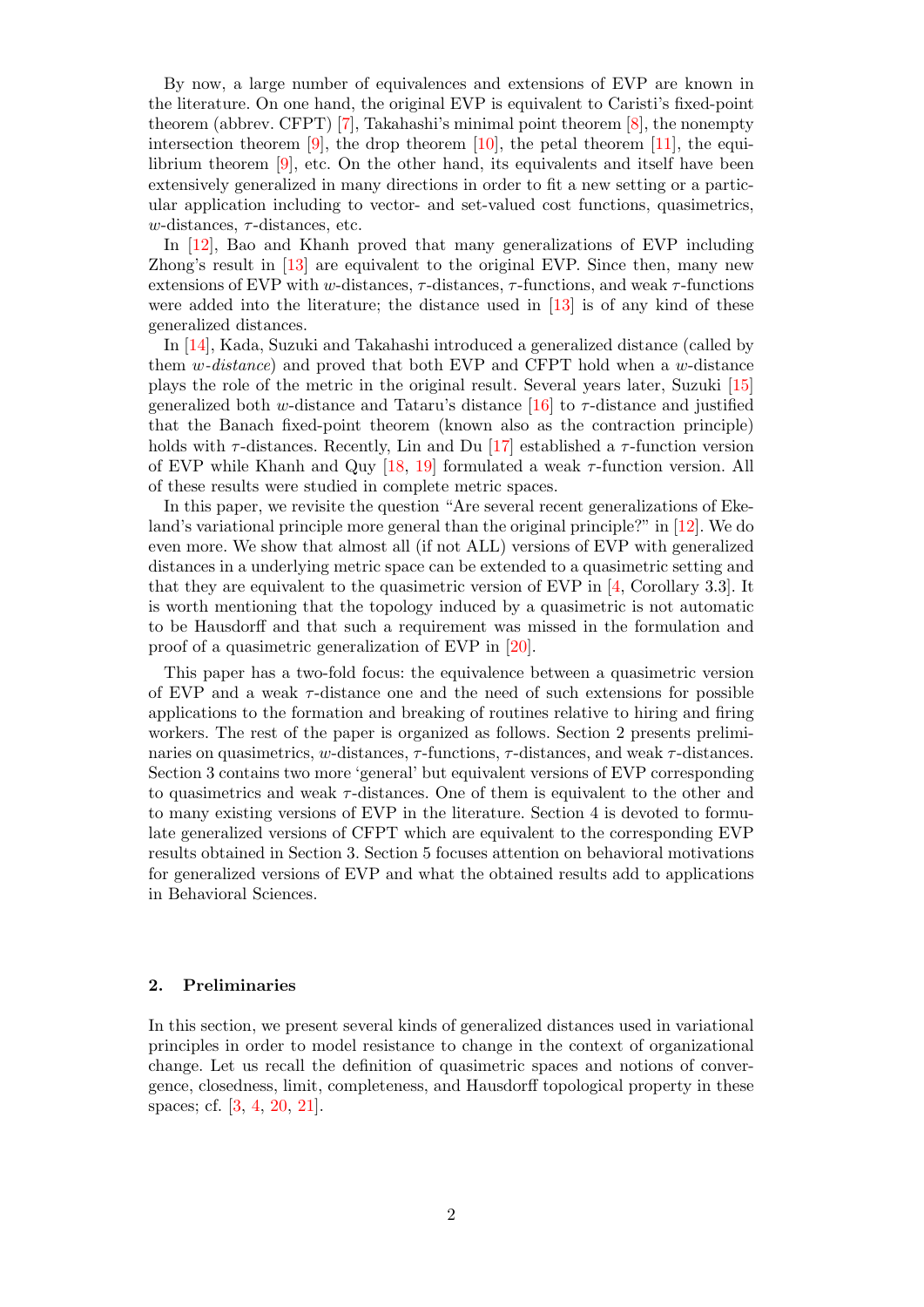By now, a large number of equivalences and extensions of EVP are known in the literature. On one hand, the original EVP is equivalent to Caristi's fixed-point theorem (abbrev. CFPT) [7], Takahashi's minimal point theorem [8], the nonempty intersection theorem [9], the drop theorem [10], the petal theorem [11], the equilibrium theorem [9], etc. On the other hand, its equivalents and itself have been extensively generalized in many directions in order to fit a new setting or a particular application including to vector- and set-valued cost functions, quasimetrics, $w$-distances, $\tau$-distances, etc.

In [12], Bao and Khanh proved that many generalizations of EVP including Zhong's result in [13] are equivalent to the original EVP. Since then, many new extensions of EVP with $w$-distances, $\tau$-distances, $\tau$-functions, and weak $\tau$-functions were added into the literature; the distance used in [13] is of any kind of these generalized distances.

In [14], Kada, Suzuki and Takahashi introduced a generalized distance (called by them *w-distance*) and proved that both EVP and CFPT hold when a $w$-distance plays the role of the metric in the original result. Several years later, Suzuki [15] generalized both $w$-distance and Tataru's distance [16] to $\tau$-distance and justified that the Banach fixed-point theorem (known also as the contraction principle) holds with $\tau$-distances. Recently, Lin and Du [17] established a $\tau$-function version of EVP while Khanh and Quy [18, 19] formulated a weak $\tau$-function version. All of these results were studied in complete metric spaces.

In this paper, we revisite the question "Are several recent generalizations of Ekeland's variational principle more general than the original principle?" in [12]. We do even more. We show that almost all (if not ALL) versions of EVP with generalized distances in a underlying metric space can be extended to a quasimetric setting and that they are equivalent to the quasimetric version of EVP in [4, Corollary 3.3]. It is worth mentioning that the topology induced by a quasimetric is not automatic to be Hausdorff and that such a requirement was missed in the formulation and proof of a quasimetric generalization of EVP in [20].

This paper has a two-fold focus: the equivalence between a quasimetric version of EVP and a weak $\tau$-distance one and the need of such extensions for possible applications to the formation and breaking of routines relative to hiring and firing workers. The rest of the paper is organized as follows. Section 2 presents preliminaries on quasimetrics, $w$-distances, $\tau$-functions, $\tau$-distances, and weak $\tau$-distances. Section 3 contains two more 'general' but equivalent versions of EVP corresponding to quasimetrics and weak $\tau$-distances. One of them is equivalent to the other and to many existing versions of EVP in the literature. Section 4 is devoted to formulate generalized versions of CFPT which are equivalent to the corresponding EVP results obtained in Section 3. Section 5 focuses attention on behavioral motivations for generalized versions of EVP and what the obtained results add to applications in Behavioral Sciences.

## 2. Preliminaries

In this section, we present several kinds of generalized distances used in variational principles in order to model resistance to change in the context of organizational change. Let us recall the definition of quasimetric spaces and notions of convergence, closedness, limit, completeness, and Hausdorff topological property in these spaces; cf. [3, 4, 20, 21].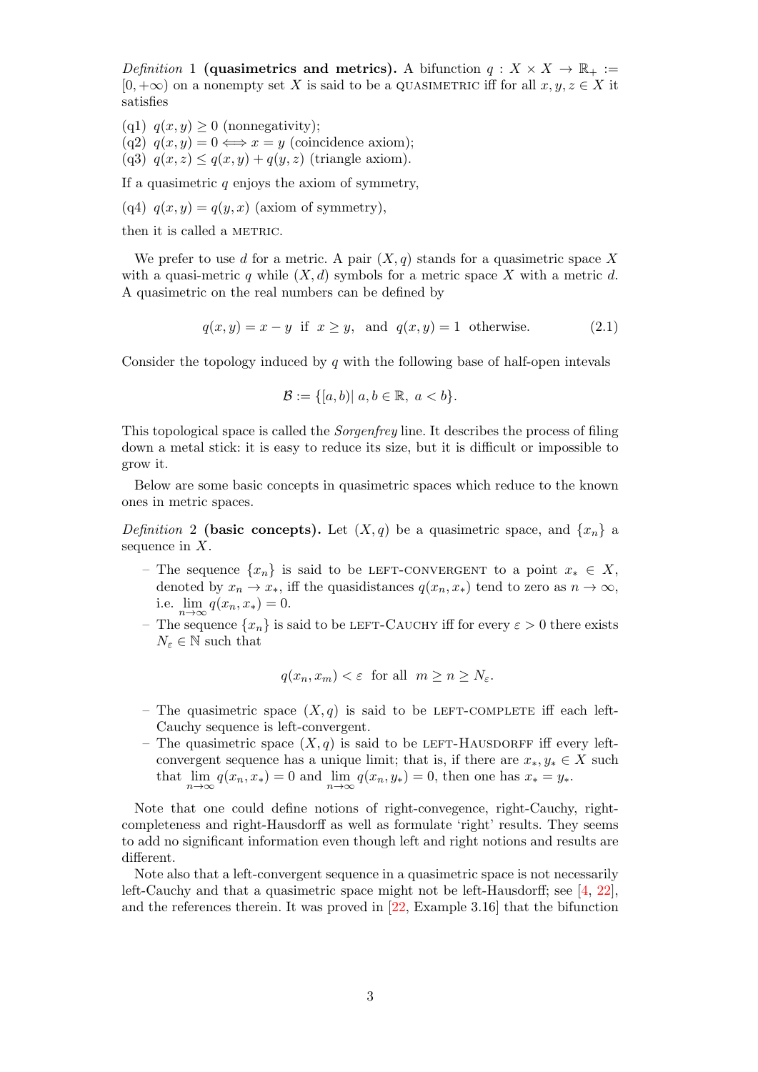*Definition* 1 **(quasimetrics and metrics).** A bifunction $q : X \times X \to \mathbb{R}_+ := [0, +\infty)$ on a nonempty set $X$ is said to be a QUASIMETRIC iff for all $x, y, z \in X$ it satisfies

(q1) $q(x, y) \geq 0$ (nonnegativity);
(q2) $q(x, y) = 0 \Longleftrightarrow x = y$ (coincidence axiom);
(q3) $q(x, z) \leq q(x, y) + q(y, z)$ (triangle axiom).

If a quasimetric $q$ enjoys the axiom of symmetry,

(q4) $q(x, y) = q(y, x)$ (axiom of symmetry),

then it is called a METRIC.

We prefer to use $d$ for a metric. A pair $(X, q)$ stands for a quasimetric space $X$ with a quasi-metric $q$ while $(X, d)$ symbols for a metric space $X$ with a metric $d$. A quasimetric on the real numbers can be defined by

$$q(x, y) = x - y \;\text{ if }\; x \geq y, \;\text{ and }\; q(x, y) = 1 \;\text{ otherwise.} \tag{2.1}$$

Consider the topology induced by $q$ with the following base of half-open intevals

$$\mathcal{B} := \{[a, b) |\; a, b \in \mathbb{R},\; a < b\}.$$

This topological space is called the *Sorgenfrey* line. It describes the process of filing down a metal stick: it is easy to reduce its size, but it is difficult or impossible to grow it.

Below are some basic concepts in quasimetric spaces which reduce to the known ones in metric spaces.

*Definition* 2 **(basic concepts).** Let $(X, q)$ be a quasimetric space, and $\{x_n\}$ a sequence in $X$.

- The sequence $\{x_n\}$ is said to be LEFT-CONVERGENT to a point $x_* \in X$, denoted by $x_n \to x_*$, iff the quasidistances $q(x_n, x_*)$ tend to zero as $n \to \infty$, i.e. $\lim_{n\to\infty} q(x_n, x_*) = 0$.
- The sequence $\{x_n\}$ is said to be LEFT-CAUCHY iff for every $\varepsilon > 0$ there exists $N_\varepsilon \in \mathbb{N}$ such that

$$q(x_n, x_m) < \varepsilon \;\text{ for all }\; m \geq n \geq N_\varepsilon.$$

- The quasimetric space $(X, q)$ is said to be LEFT-COMPLETE iff each left-Cauchy sequence is left-convergent.
- The quasimetric space $(X, q)$ is said to be LEFT-HAUSDORFF iff every left-convergent sequence has a unique limit; that is, if there are $x_*, y_* \in X$ such that $\lim_{n\to\infty} q(x_n, x_*) = 0$ and $\lim_{n\to\infty} q(x_n, y_*) = 0$, then one has $x_* = y_*$.

Note that one could define notions of right-convegence, right-Cauchy, right-completeness and right-Hausdorff as well as formulate 'right' results. They seems to add no significant information even though left and right notions and results are different.

Note also that a left-convergent sequence in a quasimetric space is not necessarily left-Cauchy and that a quasimetric space might not be left-Hausdorff; see [4, 22], and the references therein. It was proved in [22, Example 3.16] that the bifunction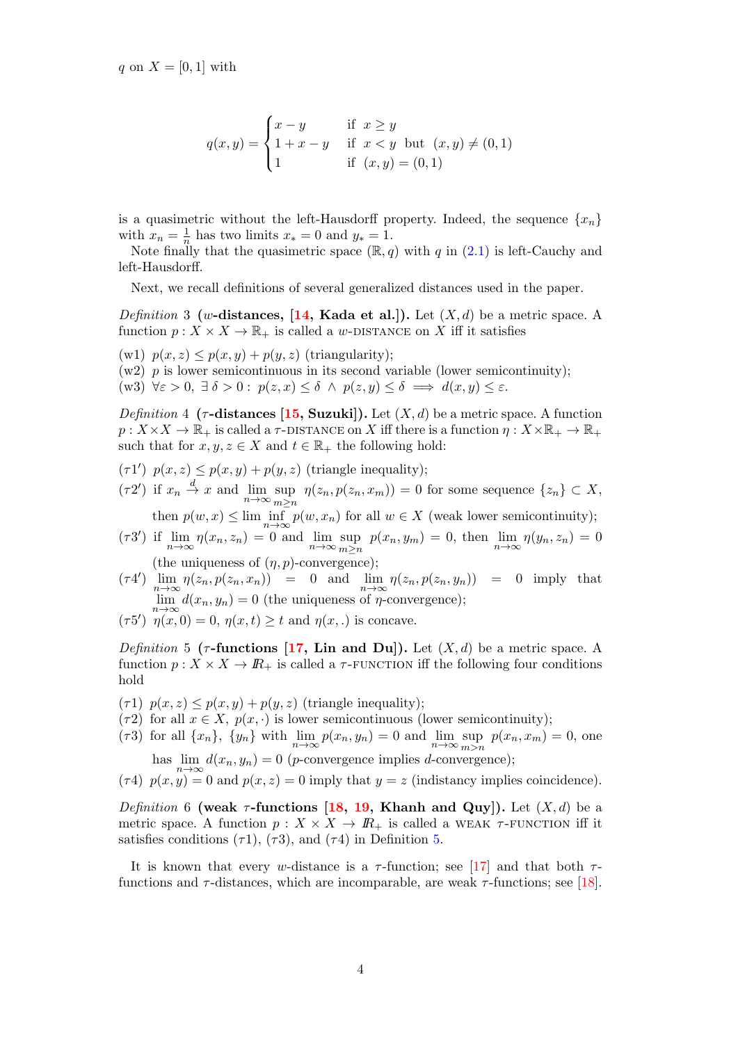$q$ on $X = [0,1]$ with

$$q(x,y) = \begin{cases} x - y & \text{if } \ x \geq y \\ 1 + x - y & \text{if } \ x < y \ \text{ but } \ (x,y) \neq (0,1) \\ 1 & \text{if } \ (x,y) = (0,1) \end{cases}$$

is a quasimetric without the left-Hausdorff property. Indeed, the sequence $\{x_n\}$ with $x_n = \frac{1}{n}$ has two limits $x_* = 0$ and $y_* = 1$.

Note finally that the quasimetric space $(\mathbb{R}, q)$ with $q$ in (2.1) is left-Cauchy and left-Hausdorff.

Next, we recall definitions of several generalized distances used in the paper.

*Definition* 3 **($w$-distances, [14, Kada et al.]).** Let $(X,d)$ be a metric space. A function $p : X \times X \to \mathbb{R}_+$ is called a $w$-DISTANCE on $X$ iff it satisfies

(w1) $p(x,z) \leq p(x,y) + p(y,z)$ (triangularity);
(w2) $p$ is lower semicontinuous in its second variable (lower semicontinuity);
(w3) $\forall \varepsilon > 0, \ \exists\, \delta > 0 : \ p(z,x) \leq \delta \ \wedge \ p(z,y) \leq \delta \implies d(x,y) \leq \varepsilon$.

*Definition* 4 **($\tau$-distances [15, Suzuki]).** Let $(X,d)$ be a metric space. A function $p : X \times X \to \mathbb{R}_+$ is called a $\tau$-DISTANCE on $X$ iff there is a function $\eta : X \times \mathbb{R}_+ \to \mathbb{R}_+$ such that for $x, y, z \in X$ and $t \in \mathbb{R}_+$ the following hold:

($\tau1'$) $p(x,z) \leq p(x,y) + p(y,z)$ (triangle inequality);
($\tau2'$) if $x_n \xrightarrow{d} x$ and $\lim\limits_{n\to\infty} \sup\limits_{m \geq n} \eta(z_n, p(z_n, x_m)) = 0$ for some sequence $\{z_n\} \subset X$, then $p(w,x) \leq \lim\limits_{n\to\infty} \inf p(w, x_n)$ for all $w \in X$ (weak lower semicontinuity);
($\tau3'$) if $\lim\limits_{n\to\infty} \eta(x_n, z_n) = 0$ and $\lim\limits_{n\to\infty} \sup\limits_{m \geq n} p(x_n, y_m) = 0$, then $\lim\limits_{n\to\infty} \eta(y_n, z_n) = 0$ (the uniqueness of $(\eta, p)$-convergence);
($\tau4'$) $\lim\limits_{n\to\infty} \eta(z_n, p(z_n, x_n)) = 0$ and $\lim\limits_{n\to\infty} \eta(z_n, p(z_n, y_n)) = 0$ imply that $\lim\limits_{n\to\infty} d(x_n, y_n) = 0$ (the uniqueness of $\eta$-convergence);
($\tau5'$) $\eta(x, 0) = 0$, $\eta(x,t) \geq t$ and $\eta(x,.)$ is concave.

*Definition* 5 **($\tau$-functions [17, Lin and Du]).** Let $(X,d)$ be a metric space. A function $p : X \times X \to \mathbb{R}_+$ is called a $\tau$-FUNCTION iff the following four conditions hold

($\tau1$) $p(x,z) \leq p(x,y) + p(y,z)$ (triangle inequality);
($\tau2$) for all $x \in X$, $p(x,\cdot)$ is lower semicontinuous (lower semicontinuity);
($\tau3$) for all $\{x_n\}$, $\{y_n\}$ with $\lim\limits_{n\to\infty} p(x_n, y_n) = 0$ and $\lim\limits_{n\to\infty} \sup\limits_{m > n} p(x_n, x_m) = 0$, one has $\lim\limits_{n\to\infty} d(x_n, y_n) = 0$ ($p$-convergence implies $d$-convergence);
($\tau4$) $p(x,y) = 0$ and $p(x,z) = 0$ imply that $y = z$ (indistancy implies coincidence).

*Definition* 6 **(weak $\tau$-functions [18, 19, Khanh and Quy]).** Let $(X,d)$ be a metric space. A function $p : X \times X \to \mathbb{R}_+$ is called a WEAK $\tau$-FUNCTION iff it satisfies conditions ($\tau1$), ($\tau3$), and ($\tau4$) in Definition 5.

It is known that every $w$-distance is a $\tau$-function; see [17] and that both $\tau$-functions and $\tau$-distances, which are incomparable, are weak $\tau$-functions; see [18].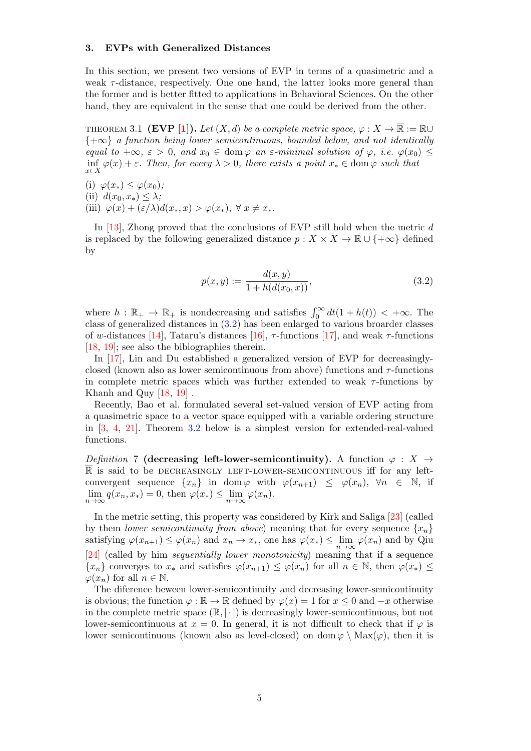## 3. EVPs with Generalized Distances

In this section, we present two versions of EVP in terms of a quasimetric and a weak $\tau$-distance, respectively. One one hand, the latter looks more general than the former and is better fitted to applications in Behavioral Sciences. On the other hand, they are equivalent in the sense that one could be derived from the other.

THEOREM 3.1 **(EVP [1]).** *Let $(X, d)$ be a complete metric space, $\varphi : X \to \overline{\mathbb{R}} := \mathbb{R} \cup \{+\infty\}$ a function being lower semicontinuous, bounded below, and not identically equal to $+\infty$, $\varepsilon > 0$, and $x_0 \in \operatorname{dom}\varphi$ an $\varepsilon$-minimal solution of $\varphi$, i.e. $\varphi(x_0) \leq \inf_{x\in X} \varphi(x) + \varepsilon$. Then, for every $\lambda > 0$, there exists a point $x_* \in \operatorname{dom}\varphi$ such that*

(i) $\varphi(x_*) \leq \varphi(x_0)$;
(ii) $d(x_0, x_*) \leq \lambda$;
(iii) $\varphi(x) + (\varepsilon/\lambda)d(x_*, x) > \varphi(x_*)$, $\forall\, x \neq x_*$.

In [13], Zhong proved that the conclusions of EVP still hold when the metric $d$ is replaced by the following generalized distance $p : X \times X \to \mathbb{R} \cup \{+\infty\}$ defined by

$$p(x, y) := \frac{d(x, y)}{1 + h(d(x_0, x))}, \tag{3.2}$$

where $h : \mathbb{R}_+ \to \mathbb{R}_+$ is nondecreasing and satisfies $\int_0^\infty dt(1 + h(t)) < +\infty$. The class of generalized distances in (3.2) has been enlarged to various broarder classes of $w$-distances [14], Tataru's distances [16], $\tau$-functions [17], and weak $\tau$-functions [18, 19]; see also the bibiographies therein.

In [17], Lin and Du established a generalized version of EVP for decreasingly-closed (known also as lower semicontinuous from above) functions and $\tau$-functions in complete metric spaces which was further extended to weak $\tau$-functions by Khanh and Quy [18, 19] .

Recently, Bao et al. formulated several set-valued version of EVP acting from a quasimetric space to a vector space equipped with a variable ordering structure in [3, 4, 21]. Theorem 3.2 below is a simplest version for extended-real-valued functions.

*Definition* 7 **(decreasing left-lower-semicontinuity).** A function $\varphi : X \to \overline{\mathbb{R}}$ is said to be DECREASINGLY LEFT-LOWER-SEMICONTINUOUS iff for any left-convergent sequence $\{x_n\}$ in $\operatorname{dom}\varphi$ with $\varphi(x_{n+1}) \leq \varphi(x_n)$, $\forall n \in \mathbb{N}$, if $\lim_{n\to\infty} q(x_n, x_*) = 0$, then $\varphi(x_*) \leq \lim_{n\to\infty} \varphi(x_n)$.

In the metric setting, this property was considered by Kirk and Saliga [23] (called by them *lower semicontinuity from above*) meaning that for every sequence $\{x_n\}$ satisfying $\varphi(x_{n+1}) \leq \varphi(x_n)$ and $x_n \to x_*$, one has $\varphi(x_*) \leq \lim_{n\to\infty} \varphi(x_n)$ and by Qiu [24] (called by him *sequentially lower monotonicity*) meaning that if a sequence $\{x_n\}$ converges to $x_*$ and satisfies $\varphi(x_{n+1}) \leq \varphi(x_n)$ for all $n \in \mathbb{N}$, then $\varphi(x_*) \leq \varphi(x_n)$ for all $n \in \mathbb{N}$.

The diference beween lower-semicontinuity and decreasing lower-semicontinuity is obvious; the function $\varphi : \mathbb{R} \to \mathbb{R}$ defined by $\varphi(x) = 1$ for $x \leq 0$ and $-x$ otherwise in the complete metric space $(\mathbb{R}, |\cdot|)$ is decreasingly lower-semicontinuous, but not lower-semicontinuous at $x = 0$. In general, it is not difficult to check that if $\varphi$ is lower semicontinuous (known also as level-closed) on $\operatorname{dom}\varphi \setminus \operatorname{Max}(\varphi)$, then it is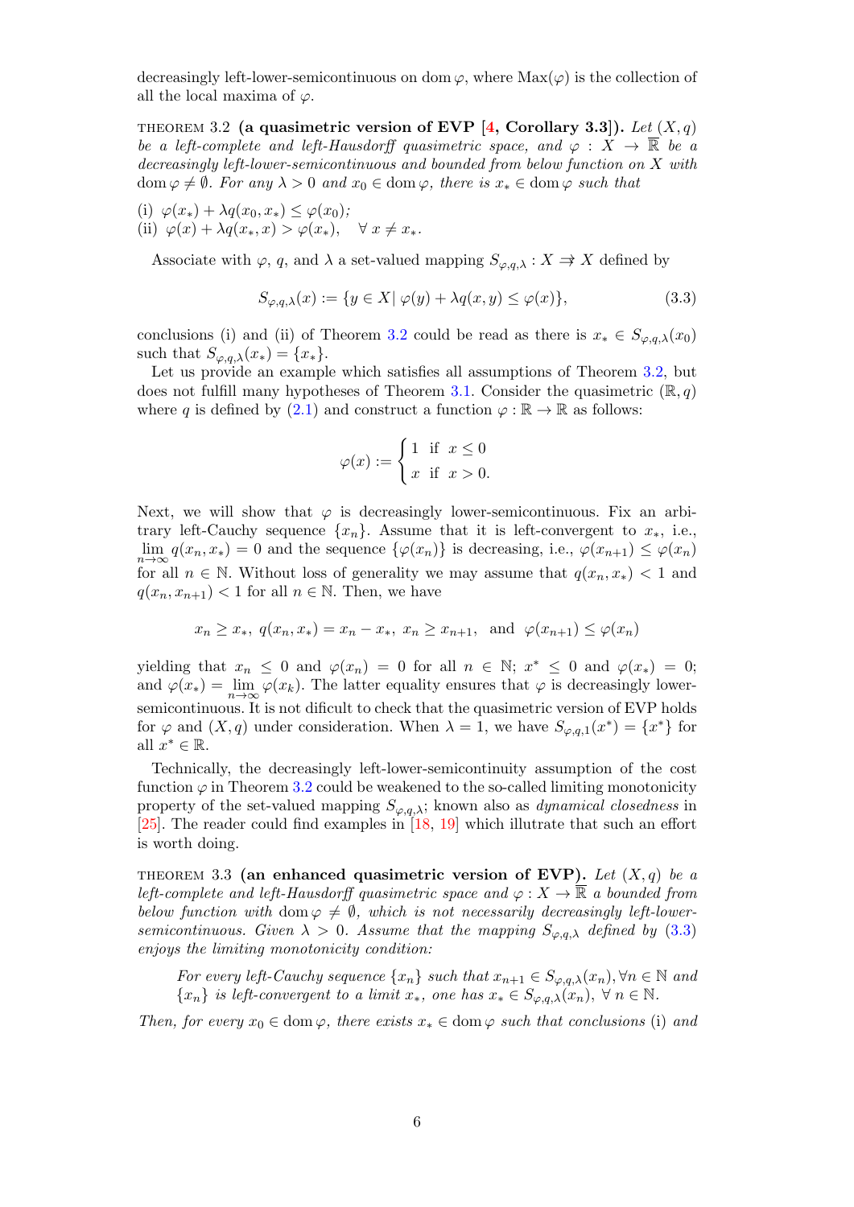decreasingly left-lower-semicontinuous on $\operatorname{dom}\varphi$, where $\operatorname{Max}(\varphi)$ is the collection of all the local maxima of $\varphi$.

THEOREM 3.2 **(a quasimetric version of EVP [4, Corollary 3.3]).** *Let $(X, q)$ be a left-complete and left-Hausdorff quasimetric space, and $\varphi : X \to \overline{\mathbb{R}}$ be a decreasingly left-lower-semicontinuous and bounded from below function on $X$ with $\operatorname{dom}\varphi \neq \emptyset$. For any $\lambda > 0$ and $x_0 \in \operatorname{dom}\varphi$, there is $x_* \in \operatorname{dom}\varphi$ such that*

(i) $\varphi(x_*) + \lambda q(x_0, x_*) \leq \varphi(x_0)$;
(ii) $\varphi(x) + \lambda q(x_*, x) > \varphi(x_*), \quad \forall\, x \neq x_*$.

Associate with $\varphi$, $q$, and $\lambda$ a set-valued mapping $S_{\varphi,q,\lambda} : X \rightrightarrows X$ defined by

$$S_{\varphi,q,\lambda}(x) := \{y \in X |\ \varphi(y) + \lambda q(x, y) \leq \varphi(x)\}, \tag{3.3}$$

conclusions (i) and (ii) of Theorem 3.2 could be read as there is $x_* \in S_{\varphi,q,\lambda}(x_0)$ such that $S_{\varphi,q,\lambda}(x_*) = \{x_*\}$.

Let us provide an example which satisfies all assumptions of Theorem 3.2, but does not fulfill many hypotheses of Theorem 3.1. Consider the quasimetric $(\mathbb{R}, q)$ where $q$ is defined by (2.1) and construct a function $\varphi : \mathbb{R} \to \mathbb{R}$ as follows:

$$\varphi(x) := \begin{cases} 1 & \text{if } x \leq 0 \\ x & \text{if } x > 0. \end{cases}$$

Next, we will show that $\varphi$ is decreasingly lower-semicontinuous. Fix an arbitrary left-Cauchy sequence $\{x_n\}$. Assume that it is left-convergent to $x_*$, i.e., $\lim\limits_{n\to\infty} q(x_n, x_*) = 0$ and the sequence $\{\varphi(x_n)\}$ is decreasing, i.e., $\varphi(x_{n+1}) \leq \varphi(x_n)$ for all $n \in \mathbb{N}$. Without loss of generality we may assume that $q(x_n, x_*) < 1$ and $q(x_n, x_{n+1}) < 1$ for all $n \in \mathbb{N}$. Then, we have

$$x_n \geq x_*,\ q(x_n, x_*) = x_n - x_*,\ x_n \geq x_{n+1}, \text{ and } \varphi(x_{n+1}) \leq \varphi(x_n)$$

yielding that $x_n \leq 0$ and $\varphi(x_n) = 0$ for all $n \in \mathbb{N}$; $x^* \leq 0$ and $\varphi(x_*) = 0$; and $\varphi(x_*) = \lim\limits_{n\to\infty} \varphi(x_k)$. The latter equality ensures that $\varphi$ is decreasingly lower-semicontinuous. It is not dificult to check that the quasimetric version of EVP holds for $\varphi$ and $(X, q)$ under consideration. When $\lambda = 1$, we have $S_{\varphi,q,1}(x^*) = \{x^*\}$ for all $x^* \in \mathbb{R}$.

Technically, the decreasingly left-lower-semicontinuity assumption of the cost function $\varphi$ in Theorem 3.2 could be weakened to the so-called limiting monotonicity property of the set-valued mapping $S_{\varphi,q,\lambda}$; known also as *dynamical closedness* in [25]. The reader could find examples in [18, 19] which illutrate that such an effort is worth doing.

THEOREM 3.3 **(an enhanced quasimetric version of EVP).** *Let $(X, q)$ be a left-complete and left-Hausdorff quasimetric space and $\varphi : X \to \overline{\mathbb{R}}$ a bounded from below function with $\operatorname{dom}\varphi \neq \emptyset$, which is not necessarily decreasingly left-lower-semicontinuous. Given $\lambda > 0$. Assume that the mapping $S_{\varphi,q,\lambda}$ defined by (3.3) enjoys the limiting monotonicity condition:*

> *For every left-Cauchy sequence $\{x_n\}$ such that $x_{n+1} \in S_{\varphi,q,\lambda}(x_n), \forall n \in \mathbb{N}$ and $\{x_n\}$ is left-convergent to a limit $x_*$, one has $x_* \in S_{\varphi,q,\lambda}(x_n)$, $\forall\, n \in \mathbb{N}$.*

*Then, for every $x_0 \in \operatorname{dom}\varphi$, there exists $x_* \in \operatorname{dom}\varphi$ such that conclusions* (i) *and*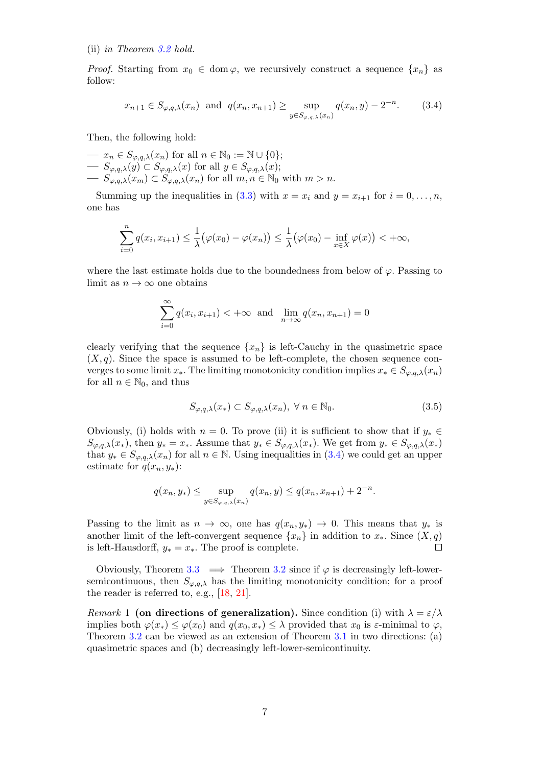(ii) *in Theorem 3.2 hold.*

*Proof.* Starting from $x_0 \in \operatorname{dom} \varphi$, we recursively construct a sequence $\{x_n\}$ as follow:

$$x_{n+1} \in S_{\varphi,q,\lambda}(x_n) \;\text{ and }\; q(x_n, x_{n+1}) \geq \sup_{y \in S_{\varphi,q,\lambda}(x_n)} q(x_n, y) - 2^{-n}. \tag{3.4}$$

Then, the following hold:

— $x_n \in S_{\varphi,q,\lambda}(x_n)$ for all $n \in \mathbb{N}_0 := \mathbb{N} \cup \{0\}$;
— $S_{\varphi,q,\lambda}(y) \subset S_{\varphi,q,\lambda}(x)$ for all $y \in S_{\varphi,q,\lambda}(x)$;
— $S_{\varphi,q,\lambda}(x_m) \subset S_{\varphi,q,\lambda}(x_n)$ for all $m, n \in \mathbb{N}_0$ with $m > n$.

Summing up the inequalities in (3.3) with $x = x_i$ and $y = x_{i+1}$ for $i = 0, \ldots, n$, one has

$$\sum_{i=0}^{n} q(x_i, x_{i+1}) \leq \frac{1}{\lambda}\big(\varphi(x_0) - \varphi(x_n)\big) \leq \frac{1}{\lambda}\big(\varphi(x_0) - \inf_{x \in X} \varphi(x)\big) < +\infty,$$

where the last estimate holds due to the boundedness from below of $\varphi$. Passing to limit as $n \to \infty$ one obtains

$$\sum_{i=0}^{\infty} q(x_i, x_{i+1}) < +\infty \;\text{ and }\; \lim_{n \to \infty} q(x_n, x_{n+1}) = 0$$

clearly verifying that the sequence $\{x_n\}$ is left-Cauchy in the quasimetric space $(X, q)$. Since the space is assumed to be left-complete, the chosen sequence converges to some limit $x_*$. The limiting monotonicity condition implies $x_* \in S_{\varphi,q,\lambda}(x_n)$ for all $n \in \mathbb{N}_0$, and thus

$$S_{\varphi,q,\lambda}(x_*) \subset S_{\varphi,q,\lambda}(x_n), \; \forall\, n \in \mathbb{N}_0. \tag{3.5}$$

Obviously, (i) holds with $n = 0$. To prove (ii) it is sufficient to show that if $y_* \in S_{\varphi,q,\lambda}(x_*)$, then $y_* = x_*$. Assume that $y_* \in S_{\varphi,q,\lambda}(x_*)$. We get from $y_* \in S_{\varphi,q,\lambda}(x_*)$ that $y_* \in S_{\varphi,q,\lambda}(x_n)$ for all $n \in \mathbb{N}$. Using inequalities in (3.4) we could get an upper estimate for $q(x_n, y_*)$:

$$q(x_n, y_*) \leq \sup_{y \in S_{\varphi,q,\lambda}(x_n)} q(x_n, y) \leq q(x_n, x_{n+1}) + 2^{-n}.$$

Passing to the limit as $n \to \infty$, one has $q(x_n, y_*) \to 0$. This means that $y_*$ is another limit of the left-convergent sequence $\{x_n\}$ in addition to $x_*$. Since $(X, q)$ is left-Hausdorff, $y_* = x_*$. The proof is complete. $\square$

Obviously, Theorem 3.3 $\implies$ Theorem 3.2 since if $\varphi$ is decreasingly left-lower-semicontinuous, then $S_{\varphi,q,\lambda}$ has the limiting monotonicity condition; for a proof the reader is referred to, e.g., [18, 21].

*Remark* 1 **(on directions of generalization).** Since condition (i) with $\lambda = \varepsilon/\lambda$ implies both $\varphi(x_*) \leq \varphi(x_0)$ and $q(x_0, x_*) \leq \lambda$ provided that $x_0$ is $\varepsilon$-minimal to $\varphi$, Theorem 3.2 can be viewed as an extension of Theorem 3.1 in two directions: (a) quasimetric spaces and (b) decreasingly left-lower-semicontinuity.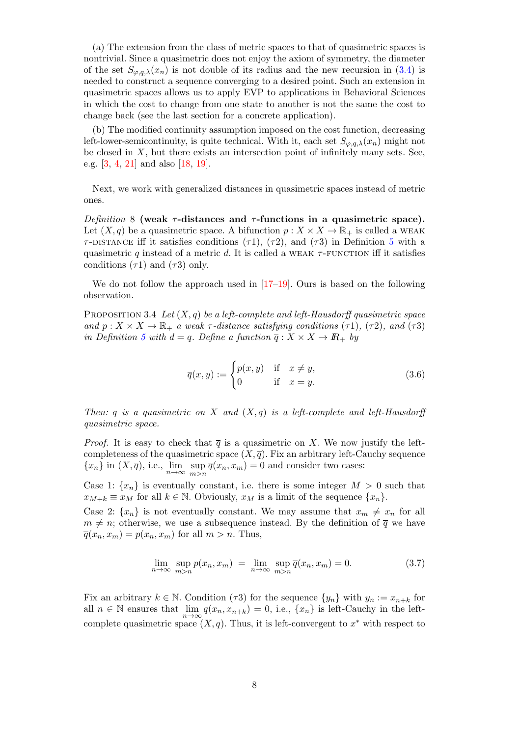(a) The extension from the class of metric spaces to that of quasimetric spaces is nontrivial. Since a quasimetric does not enjoy the axiom of symmetry, the diameter of the set $S_{\varphi,q,\lambda}(x_n)$ is not double of its radius and the new recursion in (3.4) is needed to construct a sequence converging to a desired point. Such an extension in quasimetric spaces allows us to apply EVP to applications in Behavioral Sciences in which the cost to change from one state to another is not the same the cost to change back (see the last section for a concrete application).

(b) The modified continuity assumption imposed on the cost function, decreasing left-lower-semicontinuity, is quite technical. With it, each set $S_{\varphi,q,\lambda}(x_n)$ might not be closed in $X$, but there exists an intersection point of infinitely many sets. See, e.g. [3, 4, 21] and also [18, 19].

Next, we work with generalized distances in quasimetric spaces instead of metric ones.

*Definition* 8 **(weak $\tau$-distances and $\tau$-functions in a quasimetric space).** Let $(X, q)$ be a quasimetric space. A bifunction $p : X \times X \to \mathbb{R}_+$ is called a WEAK $\tau$-DISTANCE iff it satisfies conditions ($\tau$1), ($\tau$2), and ($\tau$3) in Definition 5 with a quasimetric $q$ instead of a metric $d$. It is called a WEAK $\tau$-FUNCTION iff it satisfies conditions ($\tau$1) and ($\tau$3) only.

We do not follow the approach used in [17–19]. Ours is based on the following observation.

PROPOSITION 3.4 *Let $(X, q)$ be a left-complete and left-Hausdorff quasimetric space and $p : X \times X \to \mathbb{R}_+$ a weak $\tau$-distance satisfying conditions ($\tau$1), ($\tau$2), and ($\tau$3) in Definition 5 with $d = q$. Define a function $\overline{q} : X \times X \to \mathbb{R}_+$ by*

$$\overline{q}(x, y) := \begin{cases} p(x, y) & \text{if} \quad x \neq y, \\ 0 & \text{if} \quad x = y. \end{cases} \tag{3.6}$$

*Then: $\overline{q}$ is a quasimetric on $X$ and $(X, \overline{q})$ is a left-complete and left-Hausdorff quasimetric space.*

*Proof.* It is easy to check that $\overline{q}$ is a quasimetric on $X$. We now justify the left-completeness of the quasimetric space $(X, \overline{q})$. Fix an arbitrary left-Cauchy sequence $\{x_n\}$ in $(X, \overline{q})$, i.e., $\lim\limits_{n\to\infty} \sup\limits_{m>n} \overline{q}(x_n, x_m) = 0$ and consider two cases:

Case 1: $\{x_n\}$ is eventually constant, i.e. there is some integer $M > 0$ such that $x_{M+k} \equiv x_M$ for all $k \in \mathbb{N}$. Obviously, $x_M$ is a limit of the sequence $\{x_n\}$.

Case 2: $\{x_n\}$ is not eventually constant. We may assume that $x_m \neq x_n$ for all $m \neq n$; otherwise, we use a subsequence instead. By the definition of $\overline{q}$ we have $\overline{q}(x_n, x_m) = p(x_n, x_m)$ for all $m > n$. Thus,

$$\lim_{n\to\infty} \sup_{m>n} p(x_n, x_m) \;=\; \lim_{n\to\infty} \sup_{m>n} \overline{q}(x_n, x_m) = 0. \tag{3.7}$$

Fix an arbitrary $k \in \mathbb{N}$. Condition ($\tau$3) for the sequence $\{y_n\}$ with $y_n := x_{n+k}$ for all $n \in \mathbb{N}$ ensures that $\lim\limits_{n\to\infty} q(x_n, x_{n+k}) = 0$, i.e., $\{x_n\}$ is left-Cauchy in the left-complete quasimetric space $(X, q)$. Thus, it is left-convergent to $x^*$ with respect to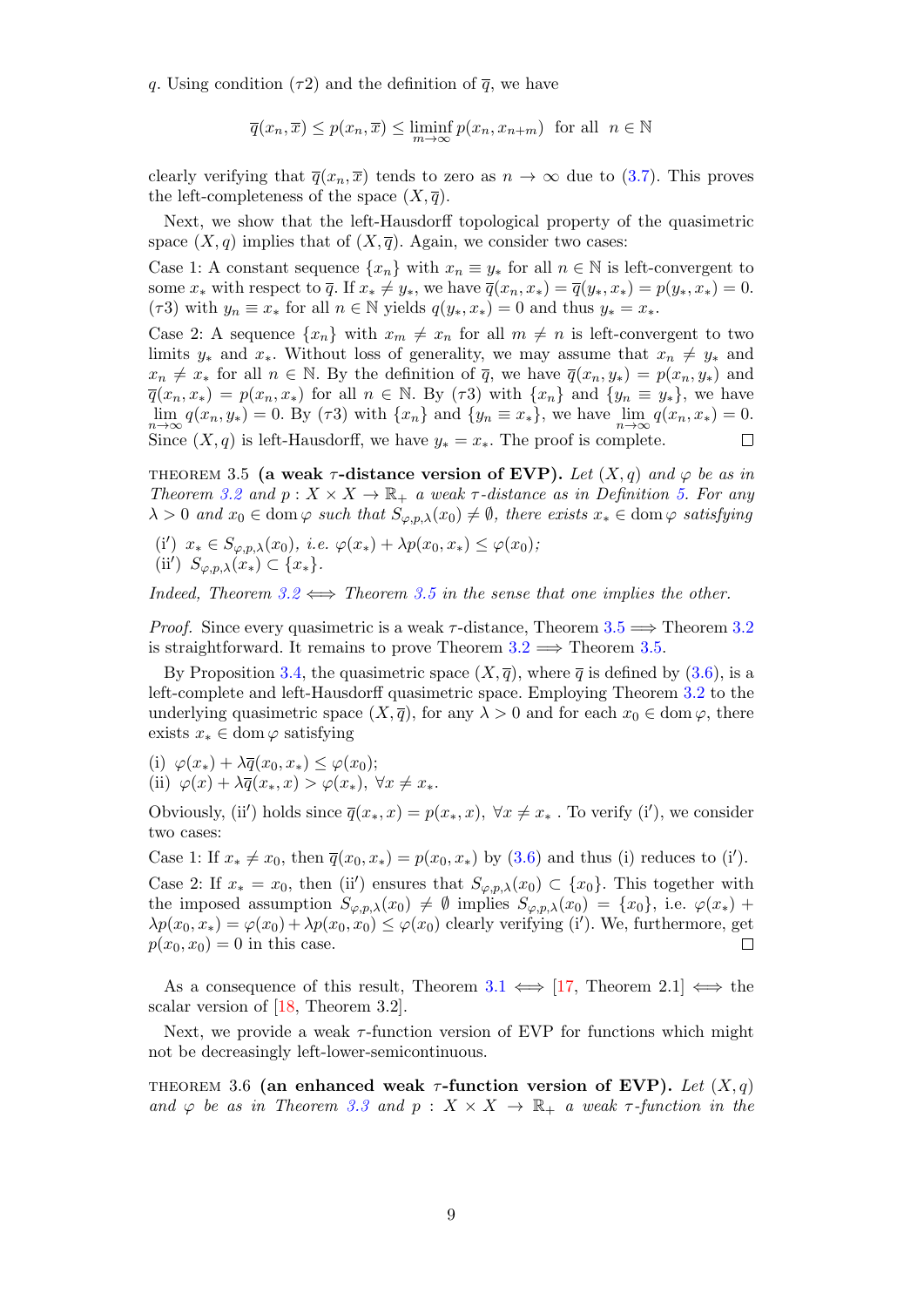$q$. Using condition $(\tau 2)$ and the definition of $\overline{q}$, we have

$$\overline{q}(x_n, \overline{x}) \le p(x_n, \overline{x}) \le \liminf_{m\to\infty} p(x_n, x_{n+m}) \ \text{ for all } \ n \in \mathbb{N}$$

clearly verifying that $\overline{q}(x_n, \overline{x})$ tends to zero as $n \to \infty$ due to (3.7). This proves the left-completeness of the space $(X, \overline{q})$.

Next, we show that the left-Hausdorff topological property of the quasimetric space $(X, q)$ implies that of $(X, \overline{q})$. Again, we consider two cases:

Case 1: A constant sequence $\{x_n\}$ with $x_n \equiv y_*$ for all $n \in \mathbb{N}$ is left-convergent to some $x_*$ with respect to $\overline{q}$. If $x_* \ne y_*$, we have $\overline{q}(x_n, x_*) = \overline{q}(y_*, x_*) = p(y_*, x_*) = 0$. $(\tau 3)$ with $y_n \equiv x_*$ for all $n \in \mathbb{N}$ yields $q(y_*, x_*) = 0$ and thus $y_* = x_*$.

Case 2: A sequence $\{x_n\}$ with $x_m \ne x_n$ for all $m \ne n$ is left-convergent to two limits $y_*$ and $x_*$. Without loss of generality, we may assume that $x_n \ne y_*$ and $x_n \ne x_*$ for all $n \in \mathbb{N}$. By the definition of $\overline{q}$, we have $\overline{q}(x_n, y_*) = p(x_n, y_*)$ and $\overline{q}(x_n, x_*) = p(x_n, x_*)$ for all $n \in \mathbb{N}$. By $(\tau 3)$ with $\{x_n\}$ and $\{y_n \equiv y_*\}$, we have $\lim\limits_{n\to\infty} q(x_n, y_*) = 0$. By $(\tau 3)$ with $\{x_n\}$ and $\{y_n \equiv x_*\}$, we have $\lim\limits_{n\to\infty} q(x_n, x_*) = 0$. Since $(X, q)$ is left-Hausdorff, we have $y_* = x_*$. The proof is complete. □

THEOREM 3.5 **(a weak $\tau$-distance version of EVP).** *Let $(X, q)$ and $\varphi$ be as in Theorem 3.2 and $p : X \times X \to \mathbb{R}_+$ a weak $\tau$-distance as in Definition 5. For any $\lambda > 0$ and $x_0 \in \operatorname{dom} \varphi$ such that $S_{\varphi,p,\lambda}(x_0) \ne \emptyset$, there exists $x_* \in \operatorname{dom} \varphi$ satisfying*

(i′) *$x_* \in S_{\varphi,p,\lambda}(x_0)$, i.e. $\varphi(x_*) + \lambda p(x_0, x_*) \le \varphi(x_0)$;*
(ii′) *$S_{\varphi,p,\lambda}(x_*) \subset \{x_*\}$.*

*Indeed, Theorem 3.2 $\Longleftrightarrow$ Theorem 3.5 in the sense that one implies the other.*

*Proof.* Since every quasimetric is a weak $\tau$-distance, Theorem 3.5 $\Longrightarrow$ Theorem 3.2 is straightforward. It remains to prove Theorem 3.2 $\Longrightarrow$ Theorem 3.5.

By Proposition 3.4, the quasimetric space $(X, \overline{q})$, where $\overline{q}$ is defined by (3.6), is a left-complete and left-Hausdorff quasimetric space. Employing Theorem 3.2 to the underlying quasimetric space $(X, \overline{q})$, for any $\lambda > 0$ and for each $x_0 \in \operatorname{dom} \varphi$, there exists $x_* \in \operatorname{dom} \varphi$ satisfying

(i) $\varphi(x_*) + \lambda \overline{q}(x_0, x_*) \le \varphi(x_0)$;
(ii) $\varphi(x) + \lambda \overline{q}(x_*, x) > \varphi(x_*)$, $\forall x \ne x_*$.

Obviously, (ii′) holds since $\overline{q}(x_*, x) = p(x_*, x)$, $\forall x \ne x_*$ . To verify (i′), we consider two cases:

Case 1: If $x_* \ne x_0$, then $\overline{q}(x_0, x_*) = p(x_0, x_*)$ by (3.6) and thus (i) reduces to (i′).

Case 2: If $x_* = x_0$, then (ii′) ensures that $S_{\varphi,p,\lambda}(x_0) \subset \{x_0\}$. This together with the imposed assumption $S_{\varphi,p,\lambda}(x_0) \ne \emptyset$ implies $S_{\varphi,p,\lambda}(x_0) = \{x_0\}$, i.e. $\varphi(x_*) + \lambda p(x_0, x_*) = \varphi(x_0) + \lambda p(x_0, x_0) \le \varphi(x_0)$ clearly verifying (i′). We, furthermore, get $p(x_0, x_0) = 0$ in this case. □

As a consequence of this result, Theorem 3.1 $\Longleftrightarrow$ [17, Theorem 2.1] $\Longleftrightarrow$ the scalar version of [18, Theorem 3.2].

Next, we provide a weak $\tau$-function version of EVP for functions which might not be decreasingly left-lower-semicontinuous.

THEOREM 3.6 **(an enhanced weak $\tau$-function version of EVP).** *Let $(X, q)$ and $\varphi$ be as in Theorem 3.3 and $p : X \times X \to \mathbb{R}_+$ a weak $\tau$-function in the*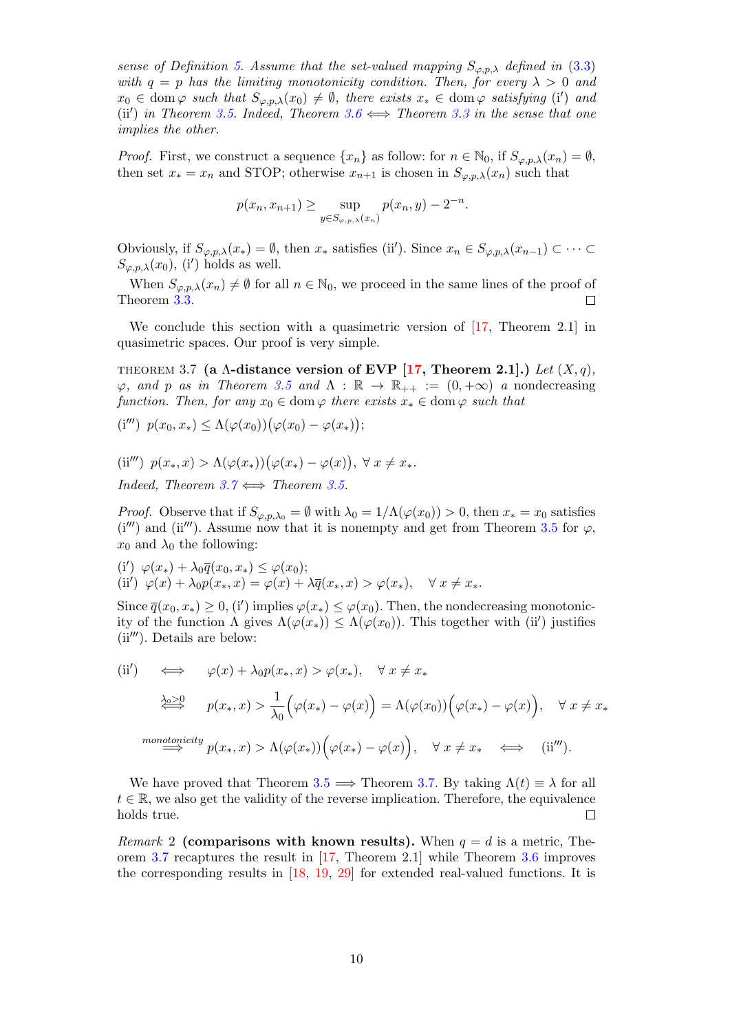*sense of Definition 5. Assume that the set-valued mapping $S_{\varphi,p,\lambda}$ defined in (3.3) with $q = p$ has the limiting monotonicity condition. Then, for every $\lambda > 0$ and $x_0 \in \operatorname{dom}\varphi$ such that $S_{\varphi,p,\lambda}(x_0) \neq \emptyset$, there exists $x_* \in \operatorname{dom}\varphi$ satisfying (i′) and (ii′) in Theorem 3.5. Indeed, Theorem 3.6 $\Longleftrightarrow$ Theorem 3.3 in the sense that one implies the other.*

*Proof.* First, we construct a sequence $\{x_n\}$ as follow: for $n \in \mathbb{N}_0$, if $S_{\varphi,p,\lambda}(x_n) = \emptyset$, then set $x_* = x_n$ and STOP; otherwise $x_{n+1}$ is chosen in $S_{\varphi,p,\lambda}(x_n)$ such that

$$p(x_n, x_{n+1}) \geq \sup_{y \in S_{\varphi,p,\lambda}(x_n)} p(x_n, y) - 2^{-n}.$$

Obviously, if $S_{\varphi,p,\lambda}(x_*) = \emptyset$, then $x_*$ satisfies (ii′). Since $x_n \in S_{\varphi,p,\lambda}(x_{n-1}) \subset \cdots \subset S_{\varphi,p,\lambda}(x_0)$, (i′) holds as well.

When $S_{\varphi,p,\lambda}(x_n) \neq \emptyset$ for all $n \in \mathbb{N}_0$, we proceed in the same lines of the proof of Theorem 3.3. □

We conclude this section with a quasimetric version of [17, Theorem 2.1] in quasimetric spaces. Our proof is very simple.

THEOREM 3.7 **(a $\Lambda$-distance version of EVP [17, Theorem 2.1].)** *Let $(X, q)$, $\varphi$, and $p$ as in Theorem 3.5 and $\Lambda : \mathbb{R} \to \mathbb{R}_{++} := (0, +\infty)$ a nondecreasing function. Then, for any $x_0 \in \operatorname{dom}\varphi$ there exists $x_* \in \operatorname{dom}\varphi$ such that*

(i‴) $p(x_0, x_*) \leq \Lambda(\varphi(x_0))\big(\varphi(x_0) - \varphi(x_*)\big)$;

(ii‴) $p(x_*, x) > \Lambda(\varphi(x_*))\big(\varphi(x_*) - \varphi(x)\big)$, $\forall\, x \neq x_*$.

*Indeed, Theorem 3.7 $\Longleftrightarrow$ Theorem 3.5.*

*Proof.* Observe that if $S_{\varphi,p,\lambda_0} = \emptyset$ with $\lambda_0 = 1/\Lambda(\varphi(x_0)) > 0$, then $x_* = x_0$ satisfies (i‴) and (ii‴). Assume now that it is nonempty and get from Theorem 3.5 for $\varphi$, $x_0$ and $\lambda_0$ the following:

(i′) $\varphi(x_*) + \lambda_0 \overline{q}(x_0, x_*) \leq \varphi(x_0)$;
(ii′) $\varphi(x) + \lambda_0 p(x_*, x) = \varphi(x) + \lambda \overline{q}(x_*, x) > \varphi(x_*)$, $\quad \forall\, x \neq x_*$.

Since $\overline{q}(x_0, x_*) \geq 0$, (i′) implies $\varphi(x_*) \leq \varphi(x_0)$. Then, the nondecreasing monotonicity of the function $\Lambda$ gives $\Lambda(\varphi(x_*)) \leq \Lambda(\varphi(x_0))$. This together with (ii′) justifies (ii‴). Details are below:

$$\begin{aligned}
\text{(ii}') \quad &\Longleftrightarrow \quad \varphi(x) + \lambda_0 p(x_*, x) > \varphi(x_*), \quad \forall\, x \neq x_* \\
&\overset{\lambda_0 > 0}{\Longleftrightarrow} \quad p(x_*, x) > \frac{1}{\lambda_0}\Big(\varphi(x_*) - \varphi(x)\Big) = \Lambda(\varphi(x_0))\Big(\varphi(x_*) - \varphi(x)\Big), \quad \forall\, x \neq x_* \\
&\overset{monotonicity}{\Longrightarrow} p(x_*, x) > \Lambda(\varphi(x_*))\Big(\varphi(x_*) - \varphi(x)\Big), \quad \forall\, x \neq x_* \quad \Longleftrightarrow \quad \text{(ii}''').
\end{aligned}$$

We have proved that Theorem 3.5 $\Longrightarrow$ Theorem 3.7. By taking $\Lambda(t) \equiv \lambda$ for all $t \in \mathbb{R}$, we also get the validity of the reverse implication. Therefore, the equivalence holds true. □

*Remark* 2 **(comparisons with known results).** When $q = d$ is a metric, Theorem 3.7 recaptures the result in [17, Theorem 2.1] while Theorem 3.6 improves the corresponding results in [18, 19, 29] for extended real-valued functions. It is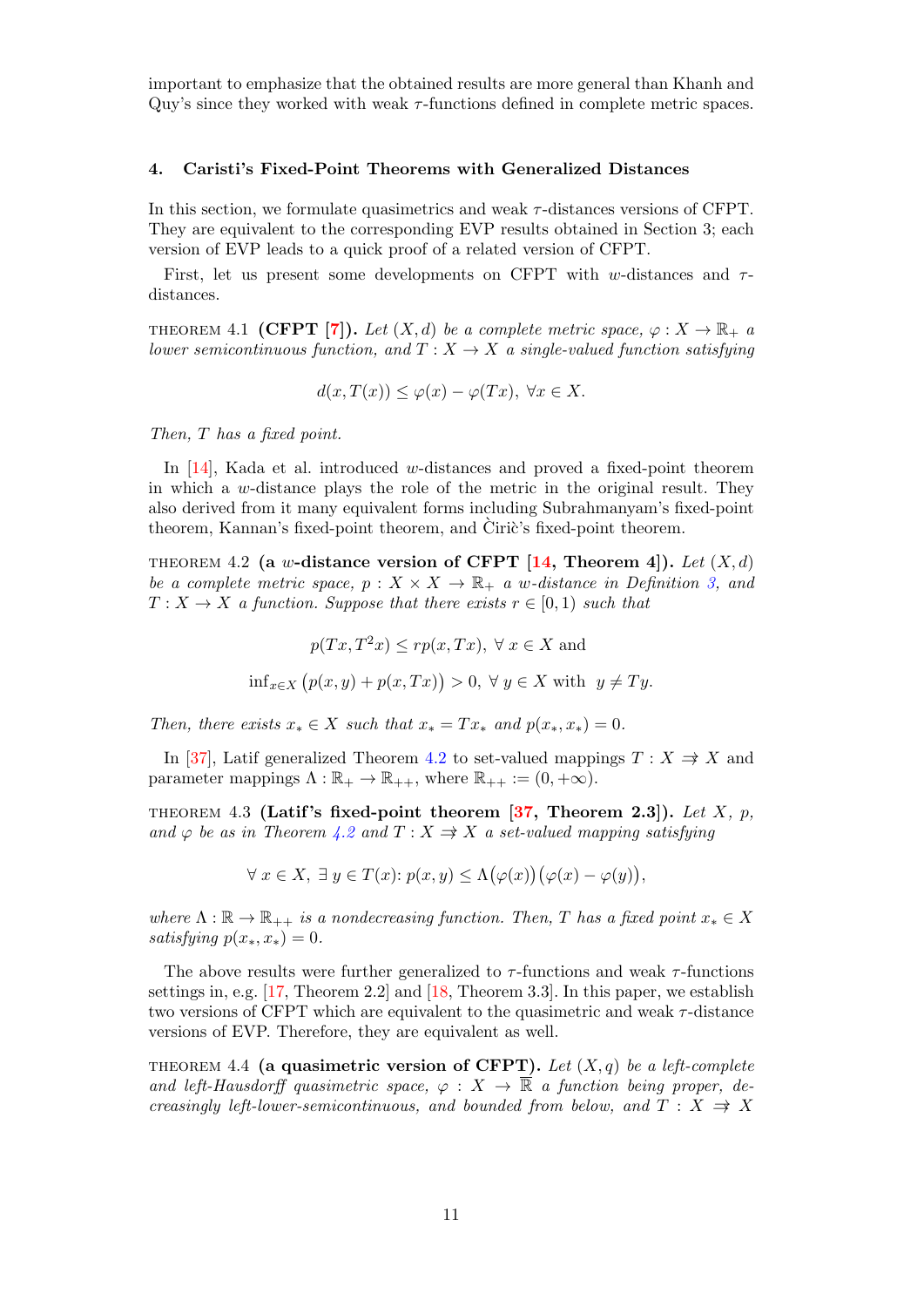important to emphasize that the obtained results are more general than Khanh and Quy's since they worked with weak $\tau$-functions defined in complete metric spaces.

## 4. Caristi's Fixed-Point Theorems with Generalized Distances

In this section, we formulate quasimetrics and weak $\tau$-distances versions of CFPT. They are equivalent to the corresponding EVP results obtained in Section 3; each version of EVP leads to a quick proof of a related version of CFPT.

First, let us present some developments on CFPT with $w$-distances and $\tau$-distances.

THEOREM 4.1 **(CFPT [7]).** *Let $(X, d)$ be a complete metric space, $\varphi : X \to \mathbb{R}_+$ a lower semicontinuous function, and $T : X \to X$ a single-valued function satisfying*

$$d(x, T(x)) \leq \varphi(x) - \varphi(Tx), \ \forall x \in X.$$

*Then, $T$ has a fixed point.*

In [14], Kada et al. introduced $w$-distances and proved a fixed-point theorem in which a $w$-distance plays the role of the metric in the original result. They also derived from it many equivalent forms including Subrahmanyam's fixed-point theorem, Kannan's fixed-point theorem, and Čirič's fixed-point theorem.

THEOREM 4.2 **(a $w$-distance version of CFPT [14, Theorem 4]).** *Let $(X, d)$ be a complete metric space, $p : X \times X \to \mathbb{R}_+$ a $w$-distance in Definition 3, and $T : X \to X$ a function. Suppose that there exists $r \in [0, 1)$ such that*

$$p(Tx, T^2x) \leq rp(x, Tx), \ \forall \ x \in X \text{ and}$$

$$\inf_{x \in X} \big(p(x, y) + p(x, Tx)\big) > 0, \ \forall \ y \in X \text{ with } \ y \neq Ty.$$

*Then, there exists $x_* \in X$ such that $x_* = Tx_*$ and $p(x_*, x_*) = 0$.*

In [37], Latif generalized Theorem 4.2 to set-valued mappings $T : X \rightrightarrows X$ and parameter mappings $\Lambda : \mathbb{R}_+ \to \mathbb{R}_{++}$, where $\mathbb{R}_{++} := (0, +\infty)$.

THEOREM 4.3 **(Latif's fixed-point theorem [37, Theorem 2.3]).** *Let $X$, $p$, and $\varphi$ be as in Theorem 4.2 and $T : X \rightrightarrows X$ a set-valued mapping satisfying*

$$\forall \ x \in X, \ \exists \ y \in T(x) \colon p(x, y) \leq \Lambda\big(\varphi(x)\big)\big(\varphi(x) - \varphi(y)\big),$$

*where $\Lambda : \mathbb{R} \to \mathbb{R}_{++}$ is a nondecreasing function. Then, $T$ has a fixed point $x_* \in X$ satisfying $p(x_*, x_*) = 0$.*

The above results were further generalized to $\tau$-functions and weak $\tau$-functions settings in, e.g. [17, Theorem 2.2] and [18, Theorem 3.3]. In this paper, we establish two versions of CFPT which are equivalent to the quasimetric and weak $\tau$-distance versions of EVP. Therefore, they are equivalent as well.

THEOREM 4.4 **(a quasimetric version of CFPT).** *Let $(X, q)$ be a left-complete and left-Hausdorff quasimetric space, $\varphi : X \to \overline{\mathbb{R}}$ a function being proper, decreasingly left-lower-semicontinuous, and bounded from below, and $T : X \rightrightarrows X$*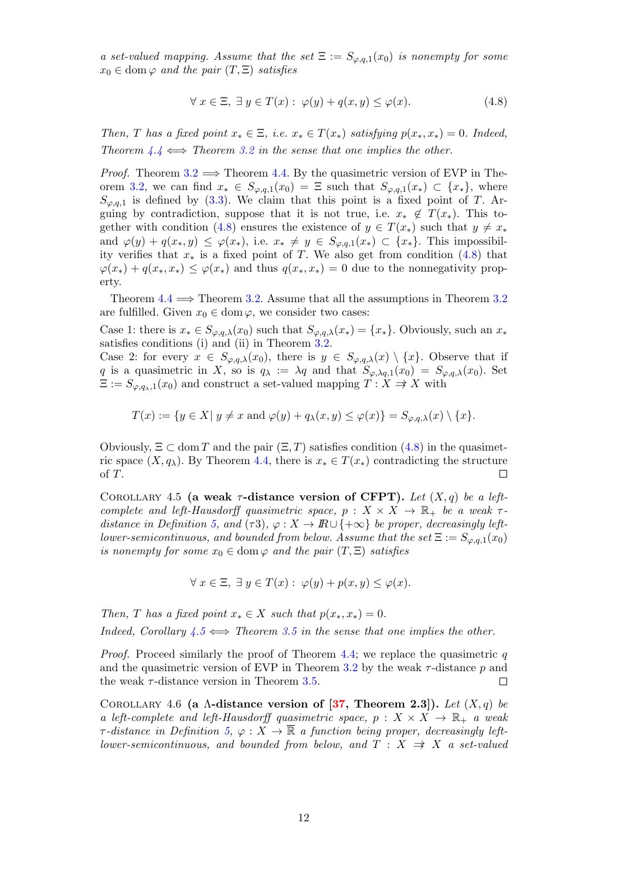*a set-valued mapping. Assume that the set* $\Xi := S_{\varphi,q,1}(x_0)$ *is nonempty for some* $x_0 \in \operatorname{dom}\varphi$ *and the pair* $(T, \Xi)$ *satisfies*

$$\forall\, x \in \Xi,\ \exists\, y \in T(x):\ \varphi(y) + q(x,y) \le \varphi(x). \tag{4.8}$$

*Then,* $T$ *has a fixed point* $x_* \in \Xi$*, i.e.* $x_* \in T(x_*)$ *satisfying* $p(x_*, x_*) = 0$*. Indeed, Theorem 4.4* $\Longleftrightarrow$ *Theorem 3.2 in the sense that one implies the other.*

*Proof.* Theorem 3.2 $\Longrightarrow$ Theorem 4.4. By the quasimetric version of EVP in Theorem 3.2, we can find $x_* \in S_{\varphi,q,1}(x_0) = \Xi$ such that $S_{\varphi,q,1}(x_*) \subset \{x_*\}$, where $S_{\varphi,q,1}$ is defined by (3.3). We claim that this point is a fixed point of $T$. Arguing by contradiction, suppose that it is not true, i.e. $x_* \notin T(x_*)$. This together with condition (4.8) ensures the existence of $y \in T(x_*)$ such that $y \neq x_*$ and $\varphi(y) + q(x_*, y) \le \varphi(x_*)$, i.e. $x_* \neq y \in S_{\varphi,q,1}(x_*) \subset \{x_*\}$. This impossibility verifies that $x_*$ is a fixed point of $T$. We also get from condition (4.8) that $\varphi(x_*) + q(x_*, x_*) \le \varphi(x_*)$ and thus $q(x_*, x_*) = 0$ due to the nonnegativity property.

Theorem 4.4 $\Longrightarrow$ Theorem 3.2. Assume that all the assumptions in Theorem 3.2 are fulfilled. Given $x_0 \in \operatorname{dom}\varphi$, we consider two cases:

Case 1: there is $x_* \in S_{\varphi,q,\lambda}(x_0)$ such that $S_{\varphi,q,\lambda}(x_*) = \{x_*\}$. Obviously, such an $x_*$ satisfies conditions (i) and (ii) in Theorem 3.2.
Case 2: for every $x \in S_{\varphi,q,\lambda}(x_0)$, there is $y \in S_{\varphi,q,\lambda}(x) \setminus \{x\}$. Observe that if $q$ is a quasimetric in $X$, so is $q_\lambda := \lambda q$ and that $S_{\varphi,\lambda q,1}(x_0) = S_{\varphi,q,\lambda}(x_0)$. Set $\Xi := S_{\varphi,q_\lambda,1}(x_0)$ and construct a set-valued mapping $T : X \rightrightarrows X$ with

$$T(x) := \{y \in X \mid y \neq x \text{ and } \varphi(y) + q_\lambda(x,y) \le \varphi(x)\} = S_{\varphi,q,\lambda}(x) \setminus \{x\}.$$

Obviously, $\Xi \subset \operatorname{dom} T$ and the pair $(\Xi, T)$ satisfies condition (4.8) in the quasimetric space $(X, q_\lambda)$. By Theorem 4.4, there is $x_* \in T(x_*)$ contradicting the structure of $T$. $\square$

COROLLARY 4.5 **(a weak $\tau$-distance version of CFPT).** *Let* $(X,q)$ *be a left-complete and left-Hausdorff quasimetric space,* $p : X \times X \to \mathbb{R}_+$ *be a weak $\tau$-distance in Definition 5, and ($\tau$3),* $\varphi : X \to I\!R \cup \{+\infty\}$ *be proper, decreasingly left-lower-semicontinuous, and bounded from below. Assume that the set* $\Xi := S_{\varphi,q,1}(x_0)$ *is nonempty for some* $x_0 \in \operatorname{dom}\varphi$ *and the pair* $(T, \Xi)$ *satisfies*

$$\forall\, x \in \Xi,\ \exists\, y \in T(x):\ \varphi(y) + p(x,y) \le \varphi(x).$$

*Then,* $T$ *has a fixed point* $x_* \in X$ *such that* $p(x_*, x_*) = 0$*.*
*Indeed, Corollary 4.5* $\Longleftrightarrow$ *Theorem 3.5 in the sense that one implies the other.*

*Proof.* Proceed similarly the proof of Theorem 4.4; we replace the quasimetric $q$ and the quasimetric version of EVP in Theorem 3.2 by the weak $\tau$-distance $p$ and the weak $\tau$-distance version in Theorem 3.5. $\square$

COROLLARY 4.6 **(a $\Lambda$-distance version of [37, Theorem 2.3]).** *Let* $(X,q)$ *be a left-complete and left-Hausdorff quasimetric space,* $p : X \times X \to \mathbb{R}_+$ *a weak $\tau$-distance in Definition 5,* $\varphi : X \to \overline{\mathbb{R}}$ *a function being proper, decreasingly left-lower-semicontinuous, and bounded from below, and* $T : X \rightrightarrows X$ *a set-valued*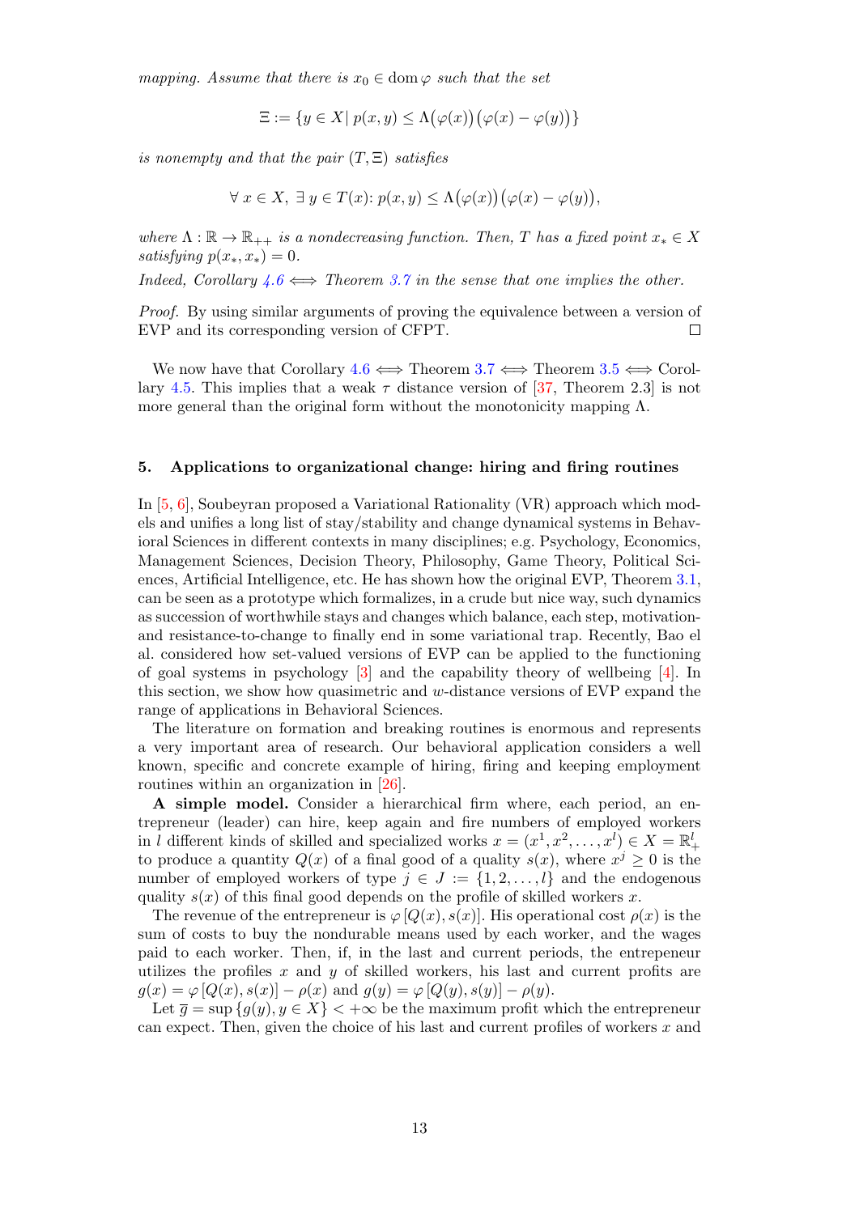*mapping. Assume that there is $x_0 \in \operatorname{dom}\varphi$ such that the set*

$$\Xi := \{y \in X \mid p(x,y) \leq \Lambda\big(\varphi(x)\big)\big(\varphi(x) - \varphi(y)\big)\}$$

*is nonempty and that the pair $(T, \Xi)$ satisfies*

$$\forall\, x \in X,\ \exists\, y \in T(x)\colon p(x,y) \leq \Lambda\big(\varphi(x)\big)\big(\varphi(x) - \varphi(y)\big),$$

*where $\Lambda : \mathbb{R} \to \mathbb{R}_{++}$ is a nondecreasing function. Then, $T$ has a fixed point $x_* \in X$ satisfying $p(x_*, x_*) = 0$.*

*Indeed, Corollary 4.6 $\iff$ Theorem 3.7 in the sense that one implies the other.*

*Proof.* By using similar arguments of proving the equivalence between a version of EVP and its corresponding version of CFPT. □

We now have that Corollary 4.6 $\iff$ Theorem 3.7 $\iff$ Theorem 3.5 $\iff$ Corollary 4.5. This implies that a weak $\tau$ distance version of [37, Theorem 2.3] is not more general than the original form without the monotonicity mapping $\Lambda$.

## 5. Applications to organizational change: hiring and firing routines

In [5, 6], Soubeyran proposed a Variational Rationality (VR) approach which models and unifies a long list of stay/stability and change dynamical systems in Behavioral Sciences in different contexts in many disciplines; e.g. Psychology, Economics, Management Sciences, Decision Theory, Philosophy, Game Theory, Political Sciences, Artificial Intelligence, etc. He has shown how the original EVP, Theorem 3.1, can be seen as a prototype which formalizes, in a crude but nice way, such dynamics as succession of worthwhile stays and changes which balance, each step, motivation- and resistance-to-change to finally end in some variational trap. Recently, Bao el al. considered how set-valued versions of EVP can be applied to the functioning of goal systems in psychology [3] and the capability theory of wellbeing [4]. In this section, we show how quasimetric and $w$-distance versions of EVP expand the range of applications in Behavioral Sciences.

The literature on formation and breaking routines is enormous and represents a very important area of research. Our behavioral application considers a well known, specific and concrete example of hiring, firing and keeping employment routines within an organization in [26].

**A simple model.** Consider a hierarchical firm where, each period, an entrepreneur (leader) can hire, keep again and fire numbers of employed workers in $l$ different kinds of skilled and specialized works $x = (x^1, x^2, \ldots, x^l) \in X = \mathbb{R}^l_+$ to produce a quantity $Q(x)$ of a final good of a quality $s(x)$, where $x^j \geq 0$ is the number of employed workers of type $j \in J := \{1, 2, \ldots, l\}$ and the endogenous quality $s(x)$ of this final good depends on the profile of skilled workers $x$.

The revenue of the entrepreneur is $\varphi\,[Q(x), s(x)]$. His operational cost $\rho(x)$ is the sum of costs to buy the nondurable means used by each worker, and the wages paid to each worker. Then, if, in the last and current periods, the entrepeneur utilizes the profiles $x$ and $y$ of skilled workers, his last and current profits are $g(x) = \varphi\,[Q(x), s(x)] - \rho(x)$ and $g(y) = \varphi\,[Q(y), s(y)] - \rho(y)$.

Let $\overline{g} = \sup\{g(y), y \in X\} < +\infty$ be the maximum profit which the entrepreneur can expect. Then, given the choice of his last and current profiles of workers $x$ and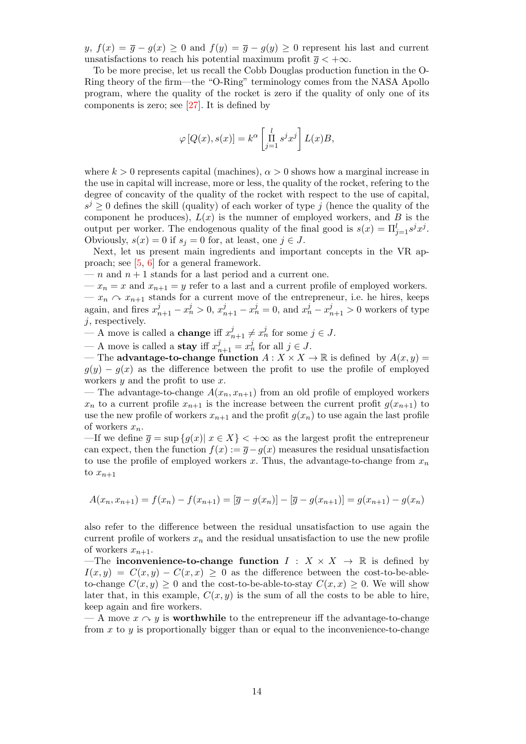$y$, $f(x) = \overline{g} - g(x) \geq 0$ and $f(y) = \overline{g} - g(y) \geq 0$ represent his last and current unsatisfactions to reach his potential maximum profit $\overline{g} < +\infty$.

To be more precise, let us recall the Cobb Douglas production function in the O-Ring theory of the firm—the "O-Ring" terminology comes from the NASA Apollo program, where the quality of the rocket is zero if the quality of only one of its components is zero; see [27]. It is defined by

$$\varphi\left[Q(x), s(x)\right] = k^{\alpha}\left[\prod_{j=1}^{l} s^{j} x^{j}\right] L(x) B,$$

where $k > 0$ represents capital (machines), $\alpha > 0$ shows how a marginal increase in the use in capital will increase, more or less, the quality of the rocket, refering to the degree of concavity of the quality of the rocket with respect to the use of capital, $s^{j} \geq 0$ defines the skill (quality) of each worker of type $j$ (hence the quality of the component he produces), $L(x)$ is the numner of employed workers, and $B$ is the output per worker. The endogenous quality of the final good is $s(x) = \Pi_{j=1}^{l} s^{j} x^{j}$. Obviously, $s(x) = 0$ if $s_j = 0$ for, at least, one $j \in J$.

Next, let us present main ingredients and important concepts in the VR approach; see [5, 6] for a general framework.

— $n$ and $n+1$ stands for a last period and a current one.

— $x_n = x$ and $x_{n+1} = y$ refer to a last and a current profile of employed workers.

— $x_n \curvearrowright x_{n+1}$ stands for a current move of the entrepreneur, i.e. he hires, keeps again, and fires $x_{n+1}^{j} - x_{n}^{j} > 0$, $x_{n+1}^{j} - x_{n}^{j} = 0$, and $x_{n}^{j} - x_{n+1}^{j} > 0$ workers of type $j$, respectively.

— A move is called a **change** iff $x_{n+1}^{j} \neq x_{n}^{j}$ for some $j \in J$.

— A move is called a **stay** iff $x_{n+1}^{j} = x_{n}^{j}$ for all $j \in J$.

— The **advantage-to-change function** $A : X \times X \to \mathbb{R}$ is defined by $A(x, y) = g(y) - g(x)$ as the difference between the profit to use the profile of employed workers $y$ and the profit to use $x$.

— The advantage-to-change $A(x_n, x_{n+1})$ from an old profile of employed workers $x_n$ to a current profile $x_{n+1}$ is the increase between the current profit $g(x_{n+1})$ to use the new profile of workers $x_{n+1}$ and the profit $g(x_n)$ to use again the last profile of workers $x_n$.

—If we define $\overline{g} = \sup\left\{g(x) \middle| \, x \in X\right\} < +\infty$ as the largest profit the entrepreneur can expect, then the function $f(x) := \overline{g} - g(x)$ measures the residual unsatisfaction to use the profile of employed workers $x$. Thus, the advantage-to-change from $x_n$ to $x_{n+1}$

$$A(x_n, x_{n+1}) = f(x_n) - f(x_{n+1}) = \left[\overline{g} - g(x_n)\right] - \left[\overline{g} - g(x_{n+1})\right] = g(x_{n+1}) - g(x_n)$$

also refer to the difference between the residual unsatisfaction to use again the current profile of workers $x_n$ and the residual unsatisfaction to use the new profile of workers $x_{n+1}$.

—The **inconvenience-to-change function** $I : X \times X \to \mathbb{R}$ is defined by $I(x, y) = C(x, y) - C(x, x) \geq 0$ as the difference between the cost-to-be-able-to-change $C(x, y) \geq 0$ and the cost-to-be-able-to-stay $C(x, x) \geq 0$. We will show later that, in this example, $C(x, y)$ is the sum of all the costs to be able to hire, keep again and fire workers.

— A move $x \curvearrowright y$ is **worthwhile** to the entrepreneur iff the advantage-to-change from $x$ to $y$ is proportionally bigger than or equal to the inconvenience-to-change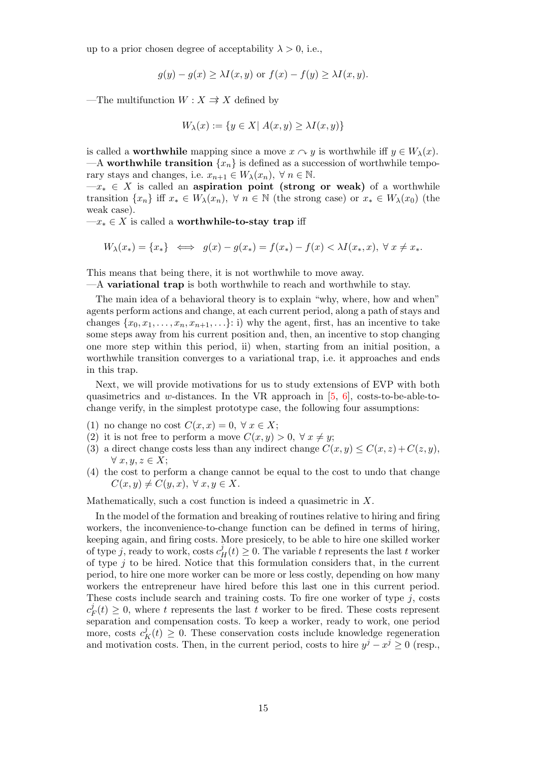up to a prior chosen degree of acceptability $\lambda > 0$, i.e.,

$$g(y) - g(x) \geq \lambda I(x, y) \text{ or } f(x) - f(y) \geq \lambda I(x, y).$$

—The multifunction $W : X \rightrightarrows X$ defined by

$$W_\lambda(x) := \{y \in X |\ A(x, y) \geq \lambda I(x, y)\}$$

is called a **worthwhile** mapping since a move $x \curvearrowright y$ is worthwhile iff $y \in W_\lambda(x)$.
—A **worthwhile transition** $\{x_n\}$ is defined as a succession of worthwhile temporary stays and changes, i.e. $x_{n+1} \in W_\lambda(x_n),\ \forall\, n \in \mathbb{N}$.
—$x_* \in X$ is called an **aspiration point (strong or weak)** of a worthwhile transition $\{x_n\}$ iff $x_* \in W_\lambda(x_n),\ \forall\, n \in \mathbb{N}$ (the strong case) or $x_* \in W_\lambda(x_0)$ (the weak case).
—$x_* \in X$ is called a **worthwhile-to-stay trap** iff

$$W_\lambda(x_*) = \{x_*\} \iff g(x) - g(x_*) = f(x_*) - f(x) < \lambda I(x_*, x),\ \forall\, x \neq x_*.$$

This means that being there, it is not worthwhile to move away.
—A **variational trap** is both worthwhile to reach and worthwhile to stay.

The main idea of a behavioral theory is to explain "why, where, how and when" agents perform actions and change, at each current period, along a path of stays and changes $\{x_0, x_1, \ldots, x_n, x_{n+1}, \ldots\}$: i) why the agent, first, has an incentive to take some steps away from his current position and, then, an incentive to stop changing one more step within this period, ii) when, starting from an initial position, a worthwhile transition converges to a variational trap, i.e. it approaches and ends in this trap.

Next, we will provide motivations for us to study extensions of EVP with both quasimetrics and $w$-distances. In the VR approach in [5, 6], costs-to-be-able-to-change verify, in the simplest prototype case, the following four assumptions:

(1) no change no cost $C(x, x) = 0,\ \forall\, x \in X$;
(2) it is not free to perform a move $C(x, y) > 0,\ \forall\, x \neq y$;
(3) a direct change costs less than any indirect change $C(x, y) \leq C(x, z) + C(z, y)$, $\forall\, x, y, z \in X$;
(4) the cost to perform a change cannot be equal to the cost to undo that change $C(x, y) \neq C(y, x),\ \forall\, x, y \in X$.

Mathematically, such a cost function is indeed a quasimetric in $X$.

In the model of the formation and breaking of routines relative to hiring and firing workers, the inconvenience-to-change function can be defined in terms of hiring, keeping again, and firing costs. More presicely, to be able to hire one skilled worker of type $j$, ready to work, costs $c^j_H(t) \geq 0$. The variable $t$ represents the last $t$ worker of type $j$ to be hired. Notice that this formulation considers that, in the current period, to hire one more worker can be more or less costly, depending on how many workers the entrepreneur have hired before this last one in this current period. These costs include search and training costs. To fire one worker of type $j$, costs $c^j_F(t) \geq 0$, where $t$ represents the last $t$ worker to be fired. These costs represent separation and compensation costs. To keep a worker, ready to work, one period more, costs $c^j_K(t) \geq 0$. These conservation costs include knowledge regeneration and motivation costs. Then, in the current period, costs to hire $y^j - x^j \geq 0$ (resp.,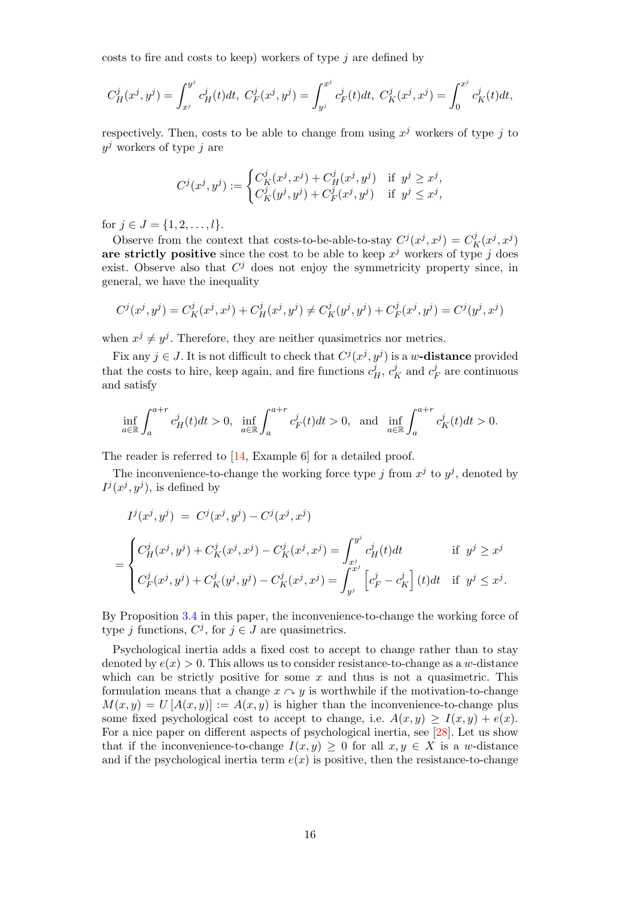costs to fire and costs to keep) workers of type $j$ are defined by

$$C_H^j(x^j, y^j) = \int_{x^j}^{y^j} c_H^j(t)dt,\ C_F^j(x^j, y^j) = \int_{y^j}^{x^j} c_F^j(t)dt,\ C_K^j(x^j, x^j) = \int_0^{x^j} c_K^j(t)dt,$$

respectively. Then, costs to be able to change from using $x^j$ workers of type $j$ to $y^j$ workers of type $j$ are

$$C^j(x^j, y^j) := \begin{cases} C_K^j(x^j, x^j) + C_H^j(x^j, y^j) & \text{if } y^j \geq x^j, \\ C_K^j(y^j, y^j) + C_F^j(x^j, y^j) & \text{if } y^j \leq x^j, \end{cases}$$

for $j \in J = \{1, 2, \ldots, l\}$.

Observe from the context that costs-to-be-able-to-stay $C^j(x^j, x^j) = C_K^j(x^j, x^j)$ **are strictly positive** since the cost to be able to keep $x^j$ workers of type $j$ does exist. Observe also that $C^j$ does not enjoy the symmetricity property since, in general, we have the inequality

$$C^j(x^j, y^j) = C_K^j(x^j, x^j) + C_H^j(x^j, y^j) \neq C_K^j(y^j, y^j) + C_F^j(x^j, y^j) = C^j(y^j, x^j)$$

when $x^j \neq y^j$. Therefore, they are neither quasimetrics nor metrics.

Fix any $j \in J$. It is not difficult to check that $C^j(x^j, y^j)$ is a $w$**-distance** provided that the costs to hire, keep again, and fire functions $c_H^j$, $c_K^j$ and $c_F^j$ are continuous and satisfy

$$\inf_{a \in \mathbb{R}} \int_a^{a+r} c_H^j(t)dt > 0, \quad \inf_{a \in \mathbb{R}} \int_a^{a+r} c_F^j(t)dt > 0, \quad \text{and} \quad \inf_{a \in \mathbb{R}} \int_a^{a+r} c_K^j(t)dt > 0.$$

The reader is referred to [14, Example 6] for a detailed proof.

The inconvenience-to-change the working force type $j$ from $x^j$ to $y^j$, denoted by $I^j(x^j, y^j)$, is defined by

$$I^j(x^j, y^j) = C^j(x^j, y^j) - C^j(x^j, x^j)$$

$$= \begin{cases} C_H^j(x^j, y^j) + C_K^j(x^j, x^j) - C_K^j(x^j, x^j) = \displaystyle\int_{x^j}^{y^j} c_H^j(t)dt & \text{if } y^j \geq x^j \\ C_F^j(x^j, y^j) + C_K^j(y^j, y^j) - C_K^j(x^j, x^j) = \displaystyle\int_{y^j}^{x^j} \left[c_F^j - c_K^j\right](t)dt & \text{if } y^j \leq x^j. \end{cases}$$

By Proposition 3.4 in this paper, the inconvenience-to-change the working force of type $j$ functions, $C^j$, for $j \in J$ are quasimetrics.

Psychological inertia adds a fixed cost to accept to change rather than to stay denoted by $e(x) > 0$. This allows us to consider resistance-to-change as a $w$-distance which can be strictly positive for some $x$ and thus is not a quasimetric. This formulation means that a change $x \curvearrowright y$ is worthwhile if the motivation-to-change $M(x, y) = U\left[A(x, y)\right] := A(x, y)$ is higher than the inconvenience-to-change plus some fixed psychological cost to accept to change, i.e. $A(x, y) \geq I(x, y) + e(x)$. For a nice paper on different aspects of psychological inertia, see [28]. Let us show that if the inconvenience-to-change $I(x, y) \geq 0$ for all $x, y \in X$ is a $w$-distance and if the psychological inertia term $e(x)$ is positive, then the resistance-to-change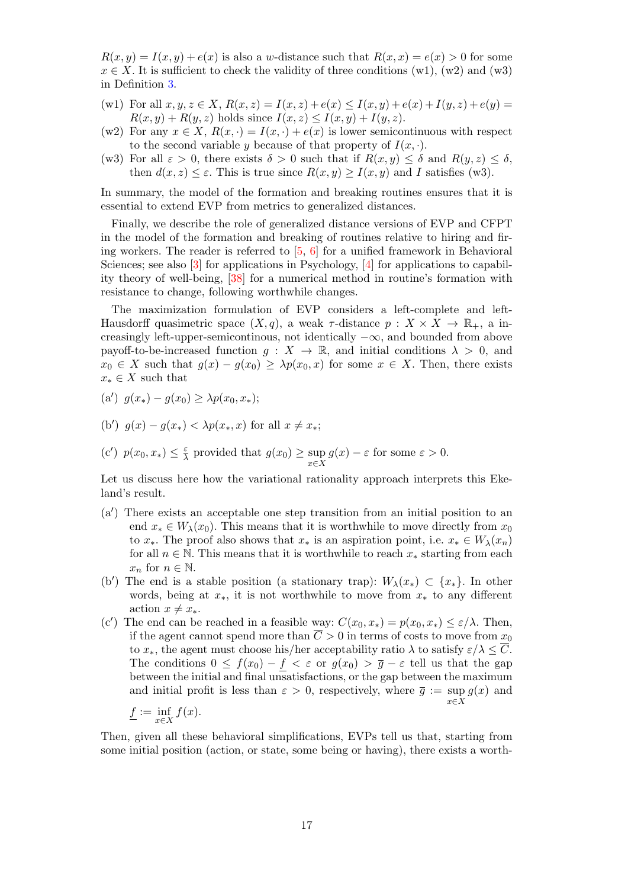$R(x,y) = I(x,y) + e(x)$ is also a $w$-distance such that $R(x,x) = e(x) > 0$ for some $x \in X$. It is sufficient to check the validity of three conditions (w1), (w2) and (w3) in Definition 3.

- (w1) For all $x, y, z \in X$, $R(x,z) = I(x,z) + e(x) \leq I(x,y) + e(x) + I(y,z) + e(y) = R(x,y) + R(y,z)$ holds since $I(x,z) \leq I(x,y) + I(y,z)$.
- (w2) For any $x \in X$, $R(x,\cdot) = I(x,\cdot) + e(x)$ is lower semicontinuous with respect to the second variable $y$ because of that property of $I(x,\cdot)$.
- (w3) For all $\varepsilon > 0$, there exists $\delta > 0$ such that if $R(x,y) \leq \delta$ and $R(y,z) \leq \delta$, then $d(x,z) \leq \varepsilon$. This is true since $R(x,y) \geq I(x,y)$ and $I$ satisfies (w3).

In summary, the model of the formation and breaking routines ensures that it is essential to extend EVP from metrics to generalized distances.

Finally, we describe the role of generalized distance versions of EVP and CFPT in the model of the formation and breaking of routines relative to hiring and firing workers. The reader is referred to [5, 6] for a unified framework in Behavioral Sciences; see also [3] for applications in Psychology, [4] for applications to capability theory of well-being, [38] for a numerical method in routine's formation with resistance to change, following worthwhile changes.

The maximization formulation of EVP considers a left-complete and left-Hausdorff quasimetric space $(X,q)$, a weak $\tau$-distance $p : X \times X \to \mathbb{R}_+$, an increasingly left-upper-semicontinous, not identically $-\infty$, and bounded from above payoff-to-be-increased function $g : X \to \mathbb{R}$, and initial conditions $\lambda > 0$, and $x_0 \in X$ such that $g(x) - g(x_0) \geq \lambda p(x_0, x)$ for some $x \in X$. Then, there exists $x_* \in X$ such that

- (a′) $g(x_*) - g(x_0) \geq \lambda p(x_0, x_*)$;
- (b′) $g(x) - g(x_*) < \lambda p(x_*, x)$ for all $x \neq x_*$;
- (c′) $p(x_0, x_*) \leq \frac{\varepsilon}{\lambda}$ provided that $g(x_0) \geq \sup\limits_{x \in X} g(x) - \varepsilon$ for some $\varepsilon > 0$.

Let us discuss here how the variational rationality approach interprets this Ekeland's result.

- (a′) There exists an acceptable one step transition from an initial position to an end $x_* \in W_\lambda(x_0)$. This means that it is worthwhile to move directly from $x_0$ to $x_*$. The proof also shows that $x_*$ is an aspiration point, i.e. $x_* \in W_\lambda(x_n)$ for all $n \in \mathbb{N}$. This means that it is worthwhile to reach $x_*$ starting from each $x_n$ for $n \in \mathbb{N}$.
- (b′) The end is a stable position (a stationary trap): $W_\lambda(x_*) \subset \{x_*\}$. In other words, being at $x_*$, it is not worthwhile to move from $x_*$ to any different action $x \neq x_*$.
- (c′) The end can be reached in a feasible way: $C(x_0, x_*) = p(x_0, x_*) \leq \varepsilon/\lambda$. Then, if the agent cannot spend more than $\overline{C} > 0$ in terms of costs to move from $x_0$ to $x_*$, the agent must choose his/her acceptability ratio $\lambda$ to satisfy $\varepsilon/\lambda \leq \overline{C}$. The conditions $0 \leq f(x_0) - \underline{f} < \varepsilon$ or $g(x_0) > \overline{g} - \varepsilon$ tell us that the gap between the initial and final unsatisfactions, or the gap between the maximum and initial profit is less than $\varepsilon > 0$, respectively, where $\overline{g} := \sup\limits_{x \in X} g(x)$ and $\underline{f} := \inf\limits_{x \in X} f(x)$.

Then, given all these behavioral simplifications, EVPs tell us that, starting from some initial position (action, or state, some being or having), there exists a worth-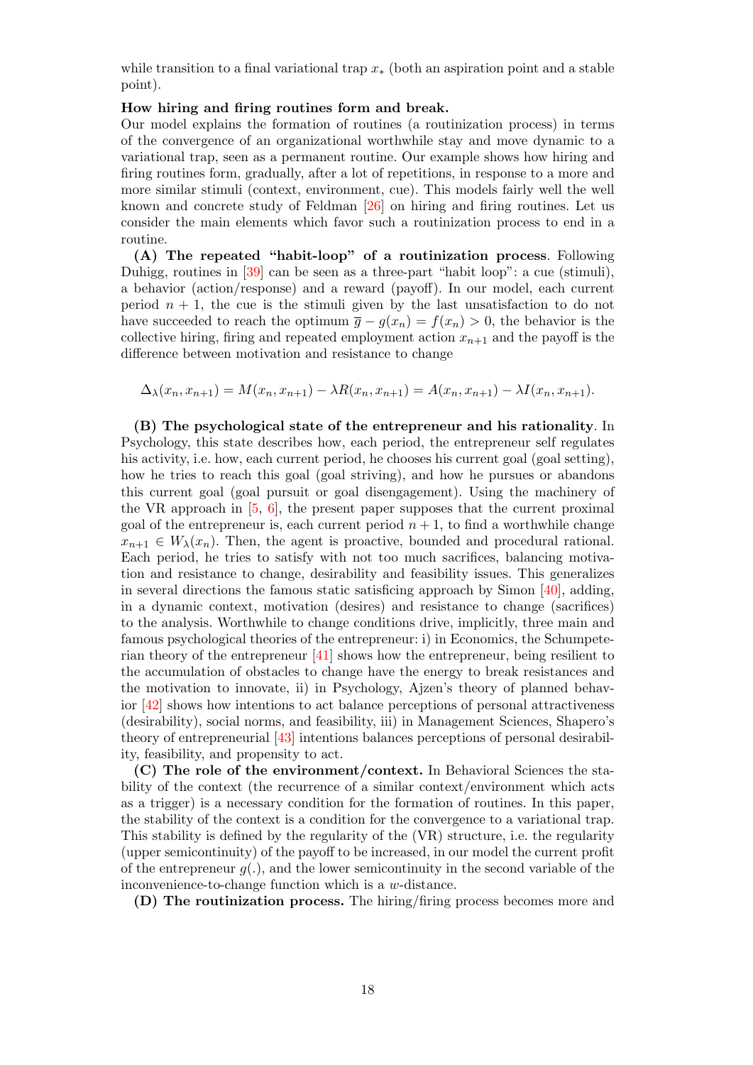while transition to a final variational trap $x_*$ (both an aspiration point and a stable point).

**How hiring and firing routines form and break.**
Our model explains the formation of routines (a routinization process) in terms of the convergence of an organizational worthwhile stay and move dynamic to a variational trap, seen as a permanent routine. Our example shows how hiring and firing routines form, gradually, after a lot of repetitions, in response to a more and more similar stimuli (context, environment, cue). This models fairly well the well known and concrete study of Feldman [26] on hiring and firing routines. Let us consider the main elements which favor such a routinization process to end in a routine.

**(A) The repeated "habit-loop" of a routinization process**. Following Duhigg, routines in [39] can be seen as a three-part "habit loop": a cue (stimuli), a behavior (action/response) and a reward (payoff). In our model, each current period $n+1$, the cue is the stimuli given by the last unsatisfaction to do not have succeeded to reach the optimum $\overline{g} - g(x_n) = f(x_n) > 0$, the behavior is the collective hiring, firing and repeated employment action $x_{n+1}$ and the payoff is the difference between motivation and resistance to change

$$\Delta_\lambda(x_n, x_{n+1}) = M(x_n, x_{n+1}) - \lambda R(x_n, x_{n+1}) = A(x_n, x_{n+1}) - \lambda I(x_n, x_{n+1}).$$

**(B) The psychological state of the entrepreneur and his rationality**. In Psychology, this state describes how, each period, the entrepreneur self regulates his activity, i.e. how, each current period, he chooses his current goal (goal setting), how he tries to reach this goal (goal striving), and how he pursues or abandons this current goal (goal pursuit or goal disengagement). Using the machinery of the VR approach in [5, 6], the present paper supposes that the current proximal goal of the entrepreneur is, each current period $n+1$, to find a worthwhile change $x_{n+1} \in W_\lambda(x_n)$. Then, the agent is proactive, bounded and procedural rational. Each period, he tries to satisfy with not too much sacrifices, balancing motivation and resistance to change, desirability and feasibility issues. This generalizes in several directions the famous static satisficing approach by Simon [40], adding, in a dynamic context, motivation (desires) and resistance to change (sacrifices) to the analysis. Worthwhile to change conditions drive, implicitly, three main and famous psychological theories of the entrepreneur: i) in Economics, the Schumpeterian theory of the entrepreneur [41] shows how the entrepreneur, being resilient to the accumulation of obstacles to change have the energy to break resistances and the motivation to innovate, ii) in Psychology, Ajzen's theory of planned behavior [42] shows how intentions to act balance perceptions of personal attractiveness (desirability), social norms, and feasibility, iii) in Management Sciences, Shapero's theory of entrepreneurial [43] intentions balances perceptions of personal desirability, feasibility, and propensity to act.

**(C) The role of the environment/context.** In Behavioral Sciences the stability of the context (the recurrence of a similar context/environment which acts as a trigger) is a necessary condition for the formation of routines. In this paper, the stability of the context is a condition for the convergence to a variational trap. This stability is defined by the regularity of the (VR) structure, i.e. the regularity (upper semicontinuity) of the payoff to be increased, in our model the current profit of the entrepreneur $g(.)$, and the lower semicontinuity in the second variable of the inconvenience-to-change function which is a $w$-distance.

**(D) The routinization process.** The hiring/firing process becomes more and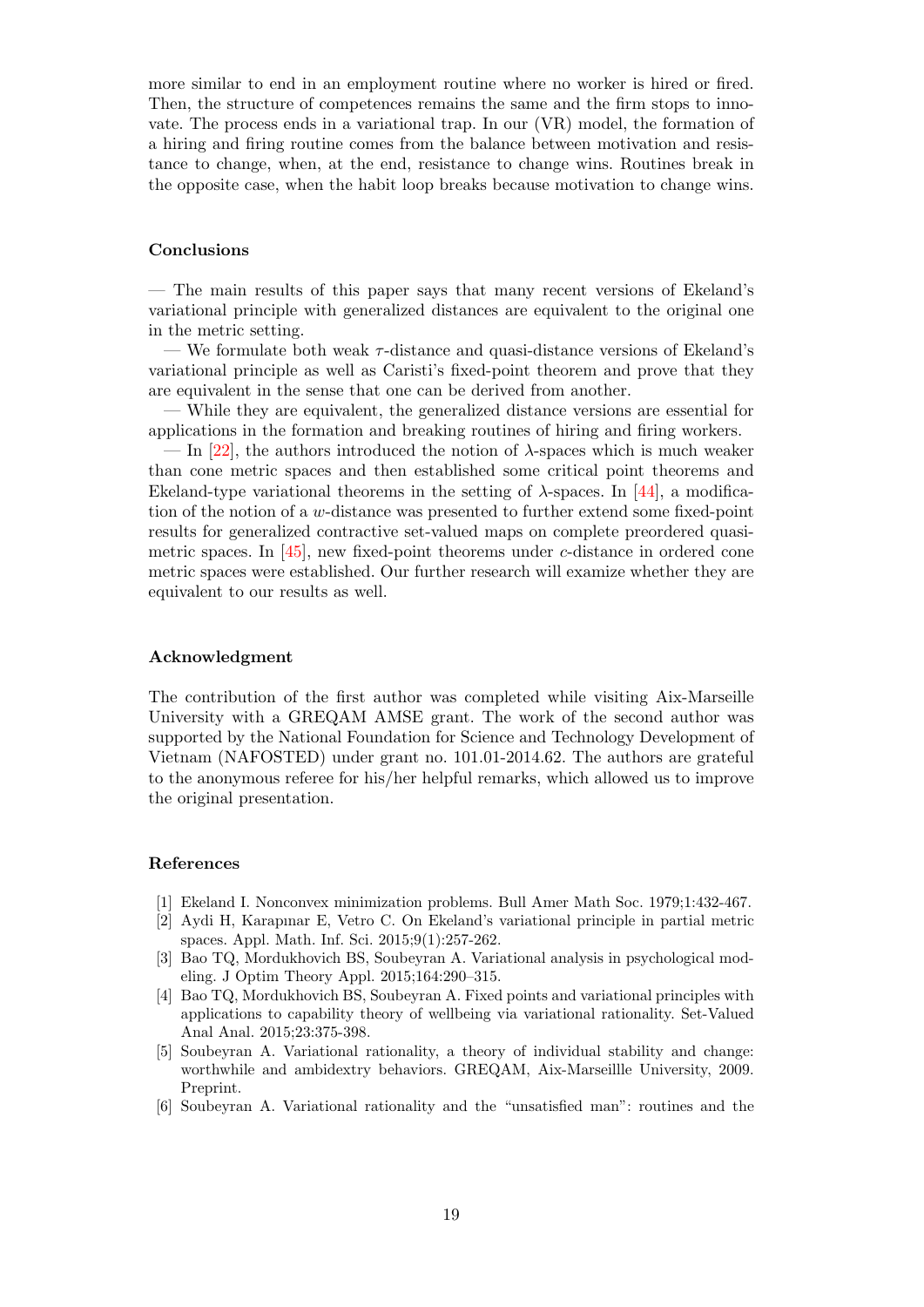more similar to end in an employment routine where no worker is hired or fired. Then, the structure of competences remains the same and the firm stops to innovate. The process ends in a variational trap. In our (VR) model, the formation of a hiring and firing routine comes from the balance between motivation and resistance to change, when, at the end, resistance to change wins. Routines break in the opposite case, when the habit loop breaks because motivation to change wins.

### Conclusions

— The main results of this paper says that many recent versions of Ekeland's variational principle with generalized distances are equivalent to the original one in the metric setting.

— We formulate both weak $\tau$-distance and quasi-distance versions of Ekeland's variational principle as well as Caristi's fixed-point theorem and prove that they are equivalent in the sense that one can be derived from another.

— While they are equivalent, the generalized distance versions are essential for applications in the formation and breaking routines of hiring and firing workers.

— In [22], the authors introduced the notion of $\lambda$-spaces which is much weaker than cone metric spaces and then established some critical point theorems and Ekeland-type variational theorems in the setting of $\lambda$-spaces. In [44], a modification of the notion of a $w$-distance was presented to further extend some fixed-point results for generalized contractive set-valued maps on complete preordered quasi-metric spaces. In [45], new fixed-point theorems under $c$-distance in ordered cone metric spaces were established. Our further research will examize whether they are equivalent to our results as well.

### Acknowledgment

The contribution of the first author was completed while visiting Aix-Marseille University with a GREQAM AMSE grant. The work of the second author was supported by the National Foundation for Science and Technology Development of Vietnam (NAFOSTED) under grant no. 101.01-2014.62. The authors are grateful to the anonymous referee for his/her helpful remarks, which allowed us to improve the original presentation.

### References

[1] Ekeland I. Nonconvex minimization problems. Bull Amer Math Soc. 1979;1:432-467.

[2] Aydi H, Karapınar E, Vetro C. On Ekeland's variational principle in partial metric spaces. Appl. Math. Inf. Sci. 2015;9(1):257-262.

[3] Bao TQ, Mordukhovich BS, Soubeyran A. Variational analysis in psychological modeling. J Optim Theory Appl. 2015;164:290–315.

[4] Bao TQ, Mordukhovich BS, Soubeyran A. Fixed points and variational principles with applications to capability theory of wellbeing via variational rationality. Set-Valued Anal Anal. 2015;23:375-398.

[5] Soubeyran A. Variational rationality, a theory of individual stability and change: worthwhile and ambidextry behaviors. GREQAM, Aix-Marseillle University, 2009. Preprint.

[6] Soubeyran A. Variational rationality and the "unsatisfied man": routines and the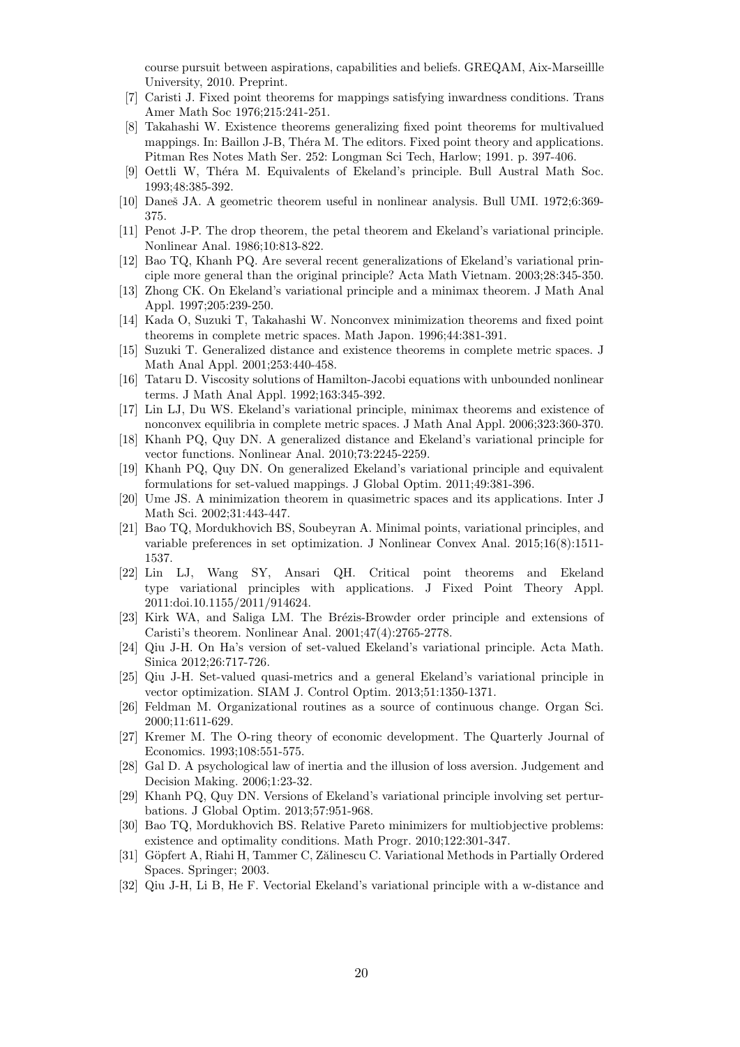course pursuit between aspirations, capabilities and beliefs. GREQAM, Aix-Marseillle University, 2010. Preprint.

[7] Caristi J. Fixed point theorems for mappings satisfying inwardness conditions. Trans Amer Math Soc 1976;215:241-251.

[8] Takahashi W. Existence theorems generalizing fixed point theorems for multivalued mappings. In: Baillon J-B, Théra M. The editors. Fixed point theory and applications. Pitman Res Notes Math Ser. 252: Longman Sci Tech, Harlow; 1991. p. 397-406.

[9] Oettli W, Théra M. Equivalents of Ekeland's principle. Bull Austral Math Soc. 1993;48:385-392.

[10] Daneš JA. A geometric theorem useful in nonlinear analysis. Bull UMI. 1972;6:369-375.

[11] Penot J-P. The drop theorem, the petal theorem and Ekeland's variational principle. Nonlinear Anal. 1986;10:813-822.

[12] Bao TQ, Khanh PQ. Are several recent generalizations of Ekeland's variational principle more general than the original principle? Acta Math Vietnam. 2003;28:345-350.

[13] Zhong CK. On Ekeland's variational principle and a minimax theorem. J Math Anal Appl. 1997;205:239-250.

[14] Kada O, Suzuki T, Takahashi W. Nonconvex minimization theorems and fixed point theorems in complete metric spaces. Math Japon. 1996;44:381-391.

[15] Suzuki T. Generalized distance and existence theorems in complete metric spaces. J Math Anal Appl. 2001;253:440-458.

[16] Tataru D. Viscosity solutions of Hamilton-Jacobi equations with unbounded nonlinear terms. J Math Anal Appl. 1992;163:345-392.

[17] Lin LJ, Du WS. Ekeland's variational principle, minimax theorems and existence of nonconvex equilibria in complete metric spaces. J Math Anal Appl. 2006;323:360-370.

[18] Khanh PQ, Quy DN. A generalized distance and Ekeland's variational principle for vector functions. Nonlinear Anal. 2010;73:2245-2259.

[19] Khanh PQ, Quy DN. On generalized Ekeland's variational principle and equivalent formulations for set-valued mappings. J Global Optim. 2011;49:381-396.

[20] Ume JS. A minimization theorem in quasimetric spaces and its applications. Inter J Math Sci. 2002;31:443-447.

[21] Bao TQ, Mordukhovich BS, Soubeyran A. Minimal points, variational principles, and variable preferences in set optimization. J Nonlinear Convex Anal. 2015;16(8):1511-1537.

[22] Lin LJ, Wang SY, Ansari QH. Critical point theorems and Ekeland type variational principles with applications. J Fixed Point Theory Appl. 2011:doi.10.1155/2011/914624.

[23] Kirk WA, and Saliga LM. The Brézis-Browder order principle and extensions of Caristi's theorem. Nonlinear Anal. 2001;47(4):2765-2778.

[24] Qiu J-H. On Ha's version of set-valued Ekeland's variational principle. Acta Math. Sinica 2012;26:717-726.

[25] Qiu J-H. Set-valued quasi-metrics and a general Ekeland's variational principle in vector optimization. SIAM J. Control Optim. 2013;51:1350-1371.

[26] Feldman M. Organizational routines as a source of continuous change. Organ Sci. 2000;11:611-629.

[27] Kremer M. The O-ring theory of economic development. The Quarterly Journal of Economics. 1993;108:551-575.

[28] Gal D. A psychological law of inertia and the illusion of loss aversion. Judgement and Decision Making. 2006;1:23-32.

[29] Khanh PQ, Quy DN. Versions of Ekeland's variational principle involving set perturbations. J Global Optim. 2013;57:951-968.

[30] Bao TQ, Mordukhovich BS. Relative Pareto minimizers for multiobjective problems: existence and optimality conditions. Math Progr. 2010;122:301-347.

[31] Göpfert A, Riahi H, Tammer C, Zălinescu C. Variational Methods in Partially Ordered Spaces. Springer; 2003.

[32] Qiu J-H, Li B, He F. Vectorial Ekeland's variational principle with a w-distance and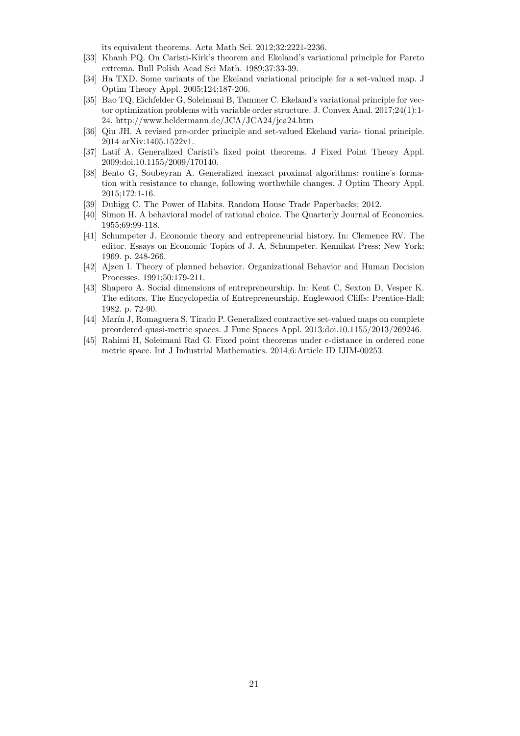its equivalent theorems. Acta Math Sci. 2012;32:2221-2236.

[33] Khanh PQ. On Caristi-Kirk's theorem and Ekeland's variational principle for Pareto extrema. Bull Polish Acad Sci Math. 1989;37:33-39.

[34] Ha TXD. Some variants of the Ekeland variational principle for a set-valued map. J Optim Theory Appl. 2005;124:187-206.

[35] Bao TQ, Eichfelder G, Soleimani B, Tammer C. Ekeland's variational principle for vector optimization problems with variable order structure. J. Convex Anal. 2017;24(1):1-24. http://www.heldermann.de/JCA/JCA24/jca24.htm

[36] Qiu JH. A revised pre-order principle and set-valued Ekeland varia- tional principle. 2014 arXiv:1405.1522v1.

[37] Latif A. Generalized Caristi's fixed point theorems. J Fixed Point Theory Appl. 2009:doi.10.1155/2009/170140.

[38] Bento G, Soubeyran A. Generalized inexact proximal algorithms: routine's formation with resistance to change, following worthwhile changes. J Optim Theory Appl. 2015;172:1-16.

[39] Duhigg C. The Power of Habits. Random House Trade Paperbacks; 2012.

[40] Simon H. A behavioral model of rational choice. The Quarterly Journal of Economics. 1955;69:99-118.

[41] Schumpeter J. Economic theory and entrepreneurial history. In: Clemence RV. The editor. Essays on Economic Topics of J. A. Schumpeter. Kennikat Press: New York; 1969. p. 248-266.

[42] Ajzen I. Theory of planned behavior. Organizational Behavior and Human Decision Processes. 1991;50:179-211.

[43] Shapero A. Social dimensions of entrepreneurship. In: Kent C, Sexton D, Vesper K. The editors. The Encyclopedia of Entrepreneurship. Englewood Cliffs: Prentice-Hall; 1982. p. 72-90.

[44] Marín J, Romaguera S, Tirado P. Generalized contractive set-valued maps on complete preordered quasi-metric spaces. J Func Spaces Appl. 2013:doi.10.1155/2013/269246.

[45] Rahimi H, Soleimani Rad G. Fixed point theorems under c-distance in ordered cone metric space. Int J Industrial Mathematics. 2014;6:Article ID IJIM-00253.